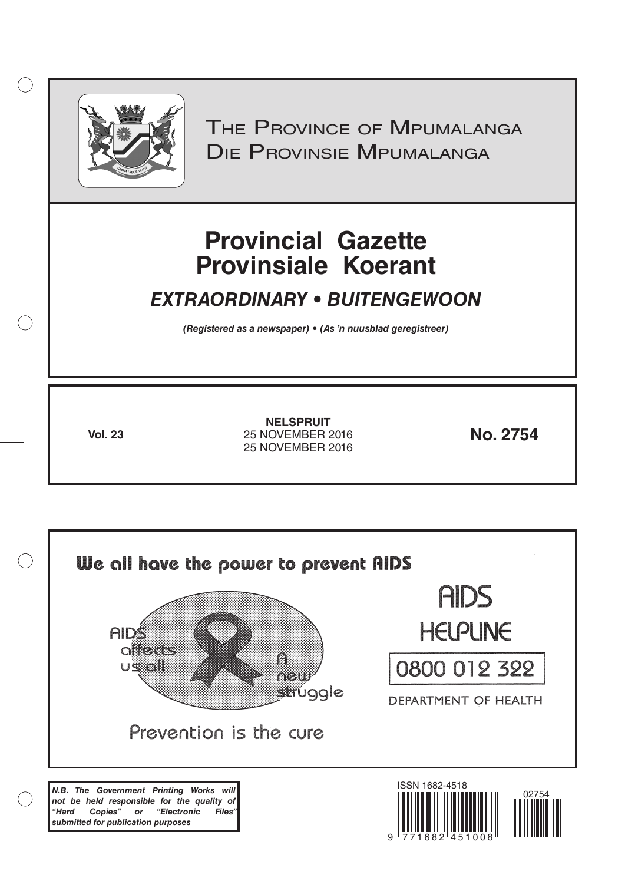# The Province of Mpumalanga
# Die Provinsie Mpumalanga

# Provincial Gazette
# Provinsiale Koerant

## *EXTRAORDINARY • BUITENGEWOON*

***(Registered as a newspaper) • (As 'n nuusblad geregistreer)***

**Vol. 23**

**NELSPRUIT**
25 NOVEMBER 2016
25 NOVEMBER 2016

**No. 2754**

**We all have the power to prevent AIDS**

AIDS affects us all

A new struggle

Prevention is the cure

AIDS HELPLINE

0800 012 322

DEPARTMENT OF HEALTH

***N.B. The Government Printing Works will not be held responsible for the quality of "Hard Copies" or "Electronic Files" submitted for publication purposes***

ISSN 1682-4518

02754

9 771682 451008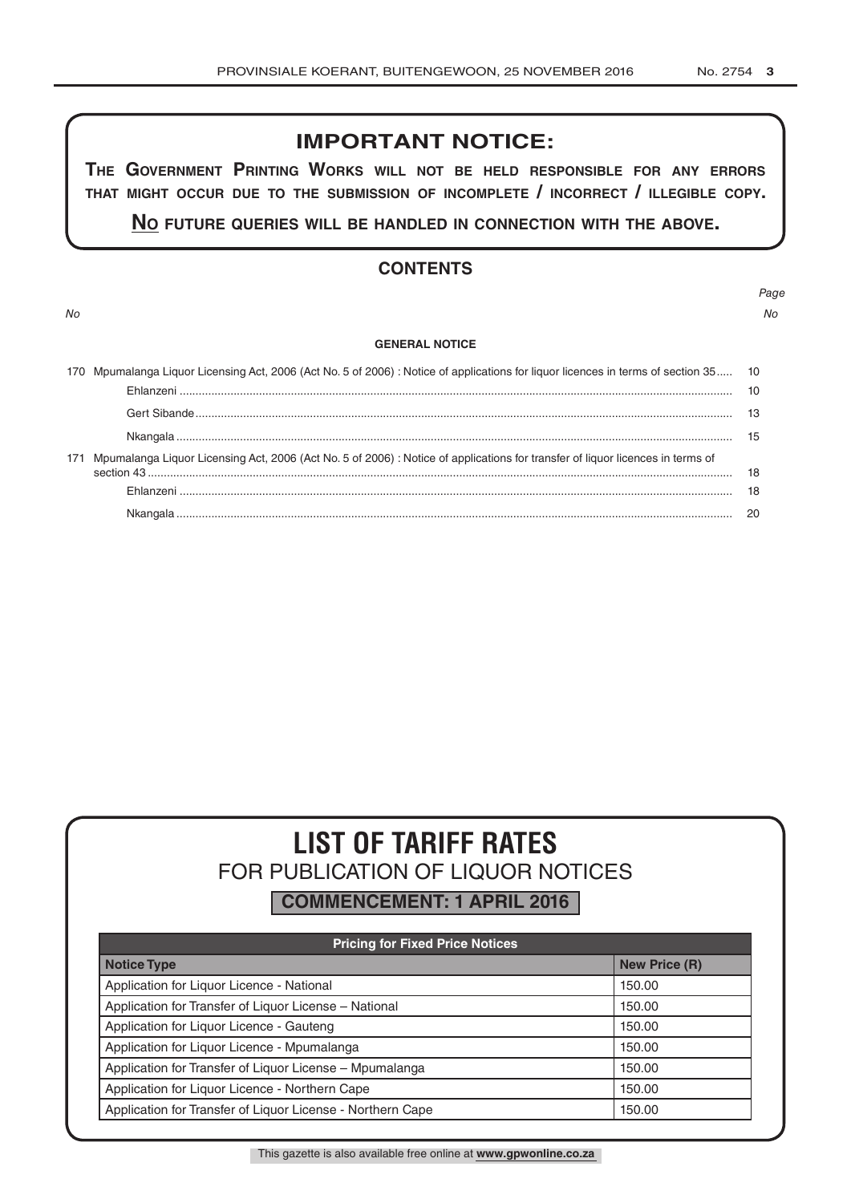## IMPORTANT NOTICE:

**THE GOVERNMENT PRINTING WORKS WILL NOT BE HELD RESPONSIBLE FOR ANY ERRORS THAT MIGHT OCCUR DUE TO THE SUBMISSION OF INCOMPLETE / INCORRECT / ILLEGIBLE COPY.**

**NO FUTURE QUERIES WILL BE HANDLED IN CONNECTION WITH THE ABOVE.**

## CONTENTS

| *No* | | *Page No* |
|---|---|---|
| | **GENERAL NOTICE** | |
| 170 | Mpumalanga Liquor Licensing Act, 2006 (Act No. 5 of 2006) : Notice of applications for liquor licences in terms of section 35 | 10 |
| | Ehlanzeni | 10 |
| | Gert Sibande | 13 |
| | Nkangala | 15 |
| 171 | Mpumalanga Liquor Licensing Act, 2006 (Act No. 5 of 2006) : Notice of applications for transfer of liquor licences in terms of section 43 | 18 |
| | Ehlanzeni | 18 |
| | Nkangala | 20 |

# LIST OF TARIFF RATES
## FOR PUBLICATION OF LIQUOR NOTICES
**COMMENCEMENT: 1 APRIL 2016**

| Pricing for Fixed Price Notices | |
|---|---|
| **Notice Type** | **New Price (R)** |
| Application for Liquor Licence - National | 150.00 |
| Application for Transfer of Liquor License – National | 150.00 |
| Application for Liquor Licence - Gauteng | 150.00 |
| Application for Liquor Licence - Mpumalanga | 150.00 |
| Application for Transfer of Liquor License – Mpumalanga | 150.00 |
| Application for Liquor Licence - Northern Cape | 150.00 |
| Application for Transfer of Liquor License - Northern Cape | 150.00 |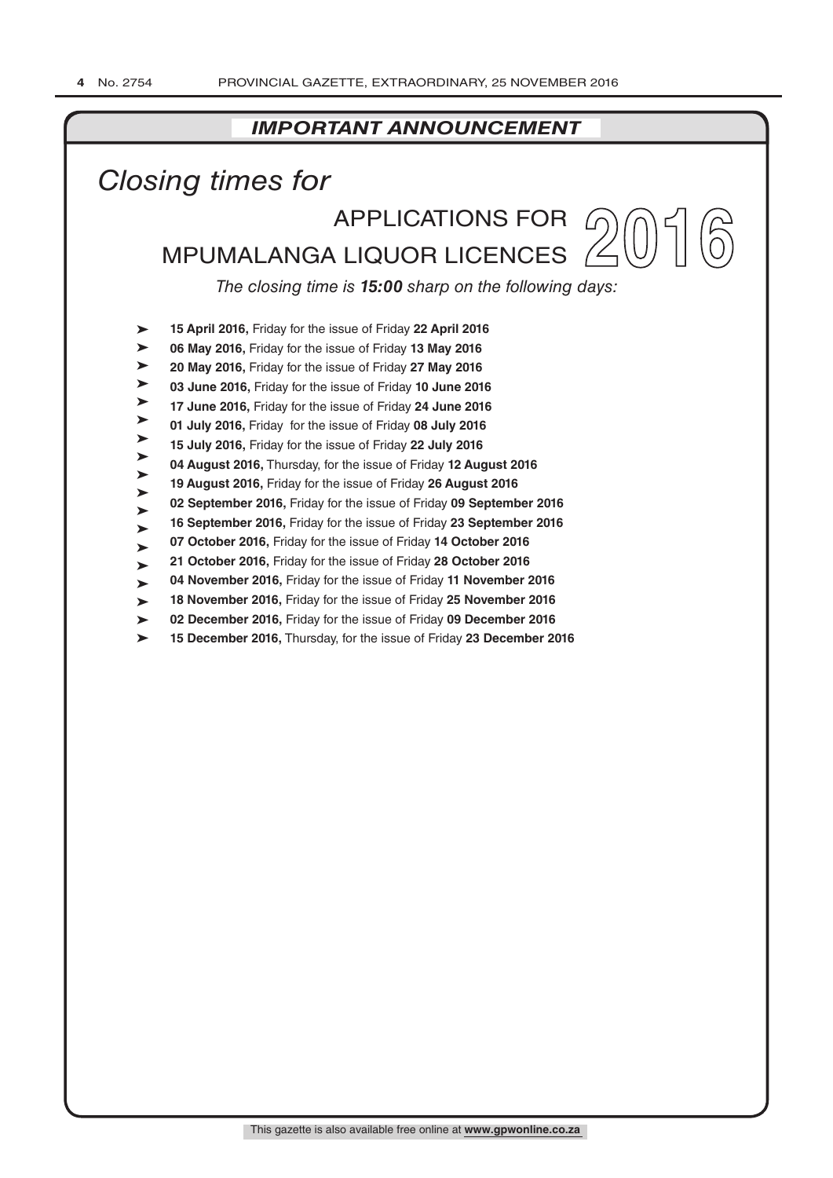## *IMPORTANT ANNOUNCEMENT*

# *Closing times for*

# APPLICATIONS FOR MPUMALANGA LIQUOR LICENCES 2016

*The closing time is **15:00** sharp on the following days:*

- **15 April 2016,** Friday for the issue of Friday **22 April 2016**
- **06 May 2016,** Friday for the issue of Friday **13 May 2016**
- **20 May 2016,** Friday for the issue of Friday **27 May 2016**
- **03 June 2016,** Friday for the issue of Friday **10 June 2016**
- **17 June 2016,** Friday for the issue of Friday **24 June 2016**
- **01 July 2016,** Friday for the issue of Friday **08 July 2016**
- **15 July 2016,** Friday for the issue of Friday **22 July 2016**
- **04 August 2016,** Thursday, for the issue of Friday **12 August 2016**
- **19 August 2016,** Friday for the issue of Friday **26 August 2016**
- **02 September 2016,** Friday for the issue of Friday **09 September 2016**
- **16 September 2016,** Friday for the issue of Friday **23 September 2016**
- **07 October 2016,** Friday for the issue of Friday **14 October 2016**
- **21 October 2016,** Friday for the issue of Friday **28 October 2016**
- **04 November 2016,** Friday for the issue of Friday **11 November 2016**
- **18 November 2016,** Friday for the issue of Friday **25 November 2016**
- **02 December 2016,** Friday for the issue of Friday **09 December 2016**
- **15 December 2016,** Thursday, for the issue of Friday **23 December 2016**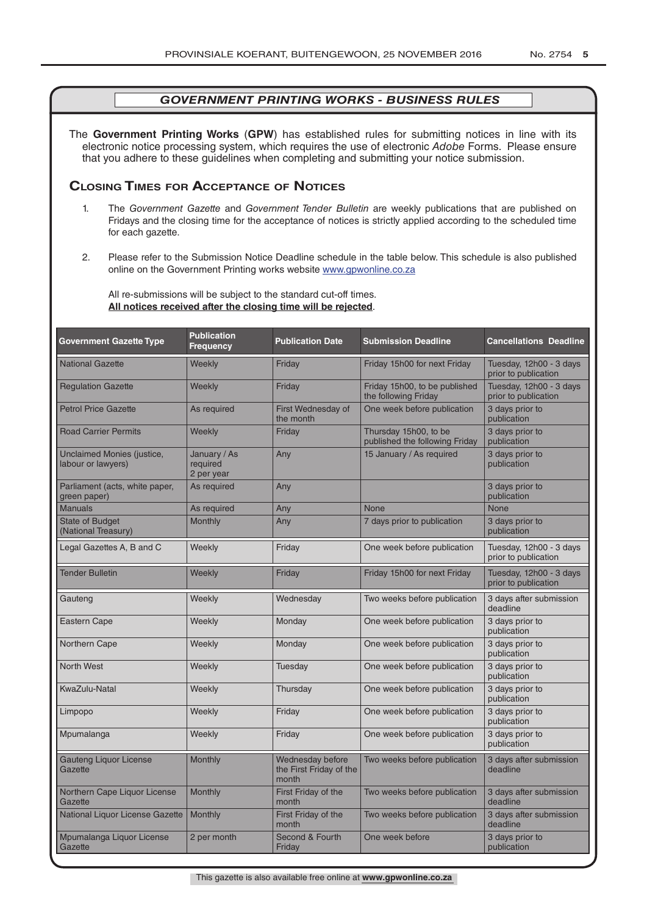## *GOVERNMENT PRINTING WORKS - BUSINESS RULES*

The **Government Printing Works** (**GPW**) has established rules for submitting notices in line with its electronic notice processing system, which requires the use of electronic *Adobe* Forms. Please ensure that you adhere to these guidelines when completing and submitting your notice submission.

### Closing Times for Acceptance of Notices

1. The *Government Gazette* and *Government Tender Bulletin* are weekly publications that are published on Fridays and the closing time for the acceptance of notices is strictly applied according to the scheduled time for each gazette.

2. Please refer to the Submission Notice Deadline schedule in the table below. This schedule is also published online on the Government Printing works website www.gpwonline.co.za

   All re-submissions will be subject to the standard cut-off times.
   **All notices received after the closing time will be rejected**.

| Government Gazette Type | Publication Frequency | Publication Date | Submission Deadline | Cancellations Deadline |
|---|---|---|---|---|
| National Gazette | Weekly | Friday | Friday 15h00 for next Friday | Tuesday, 12h00 - 3 days prior to publication |
| Regulation Gazette | Weekly | Friday | Friday 15h00, to be published the following Friday | Tuesday, 12h00 - 3 days prior to publication |
| Petrol Price Gazette | As required | First Wednesday of the month | One week before publication | 3 days prior to publication |
| Road Carrier Permits | Weekly | Friday | Thursday 15h00, to be published the following Friday | 3 days prior to publication |
| Unclaimed Monies (justice, labour or lawyers) | January / As required 2 per year | Any | 15 January / As required | 3 days prior to publication |
| Parliament (acts, white paper, green paper) | As required | Any | | 3 days prior to publication |
| Manuals | As required | Any | None | None |
| State of Budget (National Treasury) | Monthly | Any | 7 days prior to publication | 3 days prior to publication |
| Legal Gazettes A, B and C | Weekly | Friday | One week before publication | Tuesday, 12h00 - 3 days prior to publication |
| Tender Bulletin | Weekly | Friday | Friday 15h00 for next Friday | Tuesday, 12h00 - 3 days prior to publication |
| Gauteng | Weekly | Wednesday | Two weeks before publication | 3 days after submission deadline |
| Eastern Cape | Weekly | Monday | One week before publication | 3 days prior to publication |
| Northern Cape | Weekly | Monday | One week before publication | 3 days prior to publication |
| North West | Weekly | Tuesday | One week before publication | 3 days prior to publication |
| KwaZulu-Natal | Weekly | Thursday | One week before publication | 3 days prior to publication |
| Limpopo | Weekly | Friday | One week before publication | 3 days prior to publication |
| Mpumalanga | Weekly | Friday | One week before publication | 3 days prior to publication |
| Gauteng Liquor License Gazette | Monthly | Wednesday before the First Friday of the month | Two weeks before publication | 3 days after submission deadline |
| Northern Cape Liquor License Gazette | Monthly | First Friday of the month | Two weeks before publication | 3 days after submission deadline |
| National Liquor License Gazette | Monthly | First Friday of the month | Two weeks before publication | 3 days after submission deadline |
| Mpumalanga Liquor License Gazette | 2 per month | Second & Fourth Friday | One week before | 3 days prior to publication |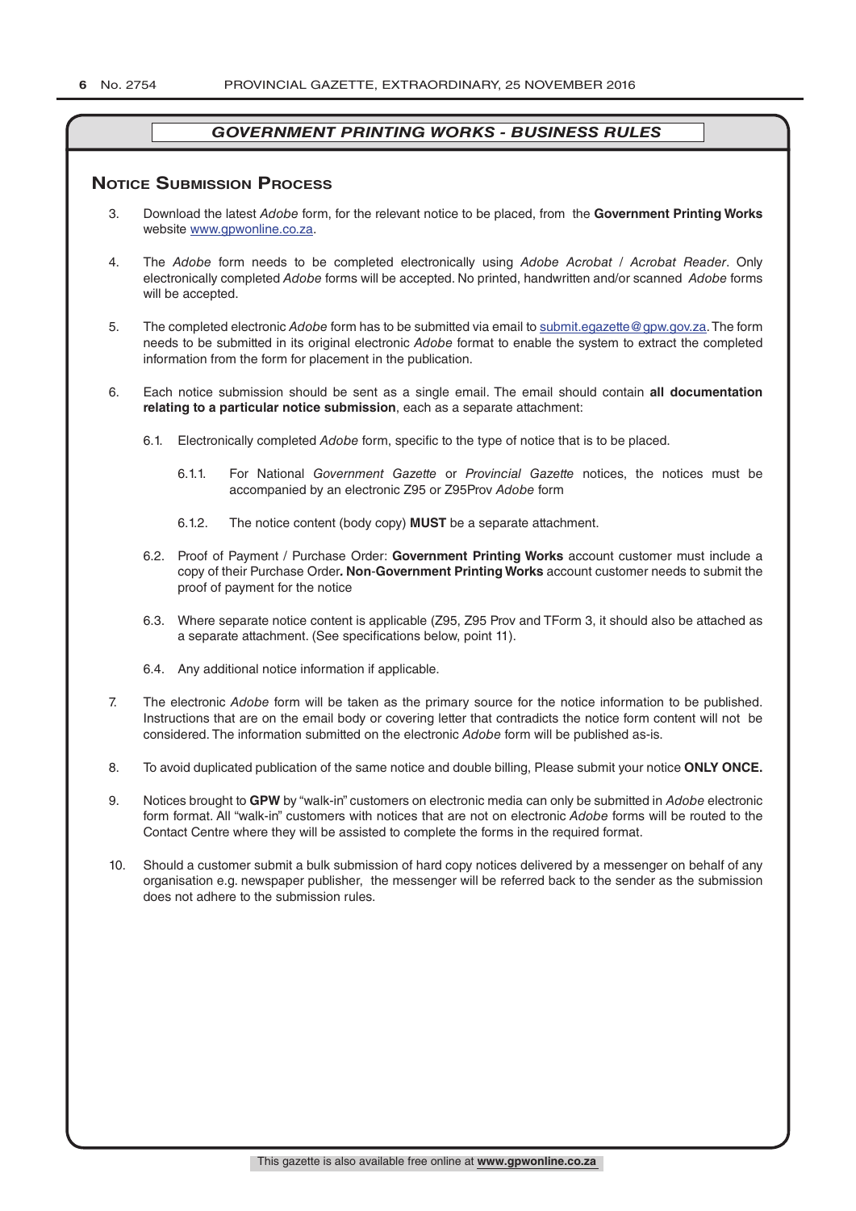## GOVERNMENT PRINTING WORKS - BUSINESS RULES

### Notice Submission Process

3. Download the latest *Adobe* form, for the relevant notice to be placed, from the **Government Printing Works** website www.gpwonline.co.za.

4. The *Adobe* form needs to be completed electronically using *Adobe Acrobat* / *Acrobat Reader*. Only electronically completed *Adobe* forms will be accepted. No printed, handwritten and/or scanned *Adobe* forms will be accepted.

5. The completed electronic *Adobe* form has to be submitted via email to submit.egazette@gpw.gov.za. The form needs to be submitted in its original electronic *Adobe* format to enable the system to extract the completed information from the form for placement in the publication.

6. Each notice submission should be sent as a single email. The email should contain **all documentation relating to a particular notice submission**, each as a separate attachment:

   6.1. Electronically completed *Adobe* form, specific to the type of notice that is to be placed.

      6.1.1. For National *Government Gazette* or *Provincial Gazette* notices, the notices must be accompanied by an electronic Z95 or Z95Prov *Adobe* form

      6.1.2. The notice content (body copy) **MUST** be a separate attachment.

   6.2. Proof of Payment / Purchase Order: **Government Printing Works** account customer must include a copy of their Purchase Order**. Non-Government Printing Works** account customer needs to submit the proof of payment for the notice

   6.3. Where separate notice content is applicable (Z95, Z95 Prov and TForm 3, it should also be attached as a separate attachment. (See specifications below, point 11).

   6.4. Any additional notice information if applicable.

7. The electronic *Adobe* form will be taken as the primary source for the notice information to be published. Instructions that are on the email body or covering letter that contradicts the notice form content will not be considered. The information submitted on the electronic *Adobe* form will be published as-is.

8. To avoid duplicated publication of the same notice and double billing, Please submit your notice **ONLY ONCE.**

9. Notices brought to **GPW** by "walk-in" customers on electronic media can only be submitted in *Adobe* electronic form format. All "walk-in" customers with notices that are not on electronic *Adobe* forms will be routed to the Contact Centre where they will be assisted to complete the forms in the required format.

10. Should a customer submit a bulk submission of hard copy notices delivered by a messenger on behalf of any organisation e.g. newspaper publisher, the messenger will be referred back to the sender as the submission does not adhere to the submission rules.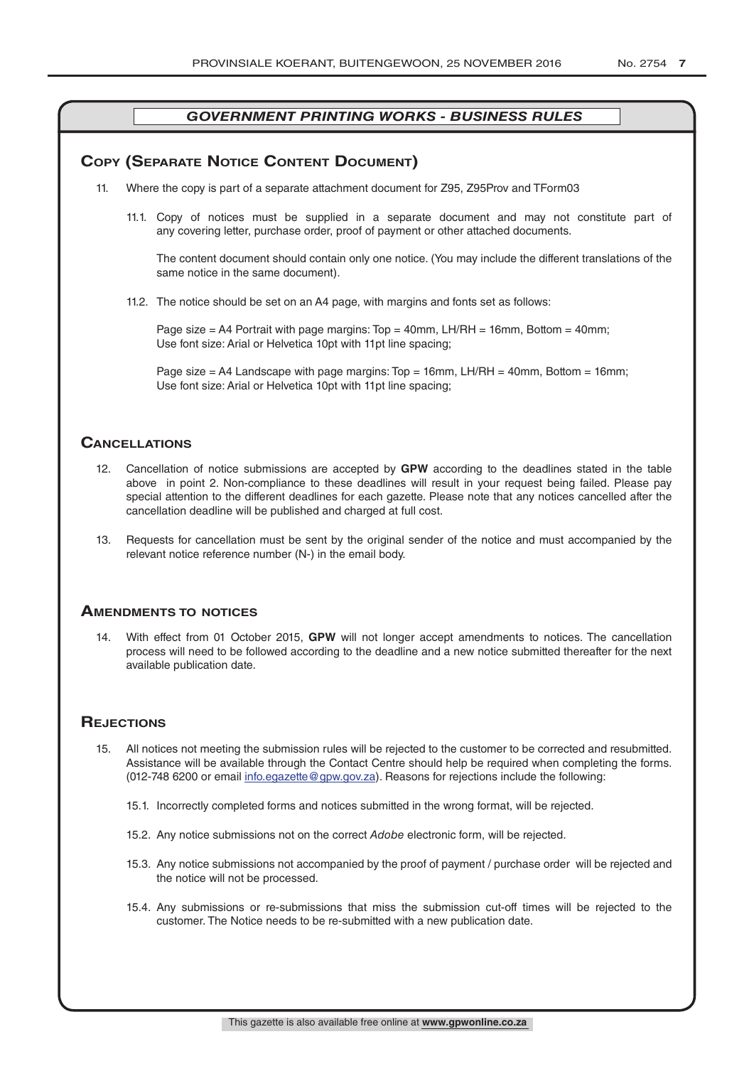## GOVERNMENT PRINTING WORKS - BUSINESS RULES

### Copy (Separate Notice Content Document)

11. Where the copy is part of a separate attachment document for Z95, Z95Prov and TForm03

    11.1. Copy of notices must be supplied in a separate document and may not constitute part of any covering letter, purchase order, proof of payment or other attached documents.

    The content document should contain only one notice. (You may include the different translations of the same notice in the same document).

    11.2. The notice should be set on an A4 page, with margins and fonts set as follows:

    Page size = A4 Portrait with page margins: Top = 40mm, LH/RH = 16mm, Bottom = 40mm;
    Use font size: Arial or Helvetica 10pt with 11pt line spacing;

    Page size = A4 Landscape with page margins: Top = 16mm, LH/RH = 40mm, Bottom = 16mm;
    Use font size: Arial or Helvetica 10pt with 11pt line spacing;

### Cancellations

12. Cancellation of notice submissions are accepted by **GPW** according to the deadlines stated in the table above in point 2. Non-compliance to these deadlines will result in your request being failed. Please pay special attention to the different deadlines for each gazette. Please note that any notices cancelled after the cancellation deadline will be published and charged at full cost.

13. Requests for cancellation must be sent by the original sender of the notice and must accompanied by the relevant notice reference number (N-) in the email body.

### Amendments to notices

14. With effect from 01 October 2015, **GPW** will not longer accept amendments to notices. The cancellation process will need to be followed according to the deadline and a new notice submitted thereafter for the next available publication date.

### Rejections

15. All notices not meeting the submission rules will be rejected to the customer to be corrected and resubmitted. Assistance will be available through the Contact Centre should help be required when completing the forms. (012-748 6200 or email info.egazette@gpw.gov.za). Reasons for rejections include the following:

    15.1. Incorrectly completed forms and notices submitted in the wrong format, will be rejected.

    15.2. Any notice submissions not on the correct *Adobe* electronic form, will be rejected.

    15.3. Any notice submissions not accompanied by the proof of payment / purchase order will be rejected and the notice will not be processed.

    15.4. Any submissions or re-submissions that miss the submission cut-off times will be rejected to the customer. The Notice needs to be re-submitted with a new publication date.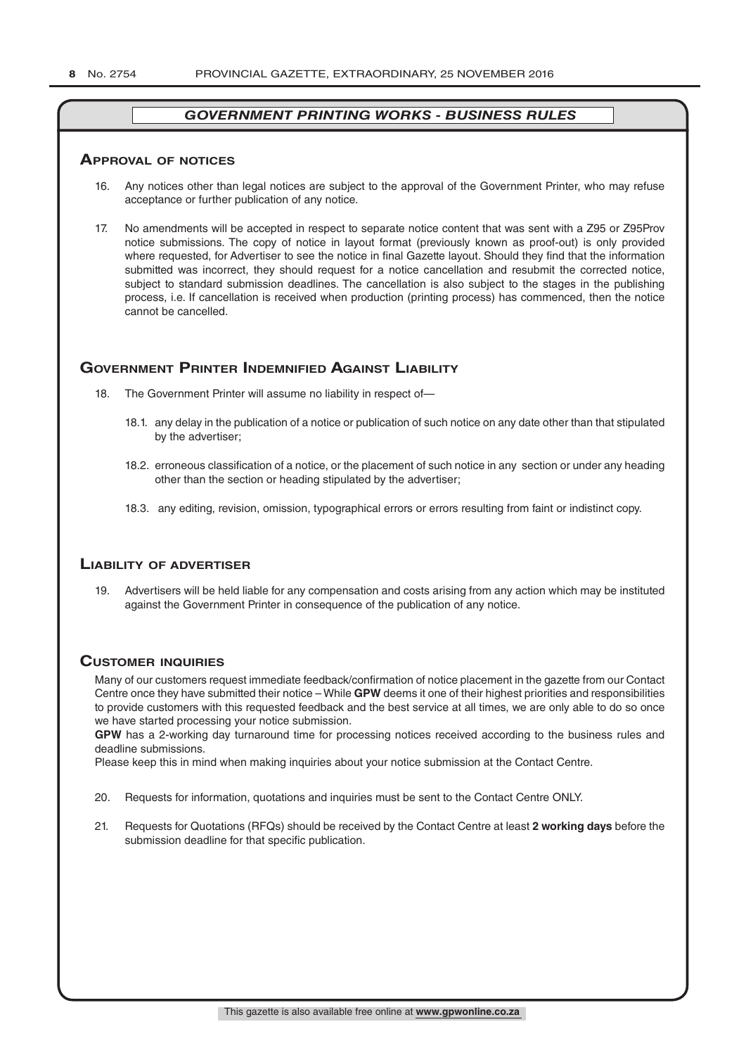## *GOVERNMENT PRINTING WORKS - BUSINESS RULES*

### Approval of notices

16. Any notices other than legal notices are subject to the approval of the Government Printer, who may refuse acceptance or further publication of any notice.

17. No amendments will be accepted in respect to separate notice content that was sent with a Z95 or Z95Prov notice submissions. The copy of notice in layout format (previously known as proof-out) is only provided where requested, for Advertiser to see the notice in final Gazette layout. Should they find that the information submitted was incorrect, they should request for a notice cancellation and resubmit the corrected notice, subject to standard submission deadlines. The cancellation is also subject to the stages in the publishing process, i.e. If cancellation is received when production (printing process) has commenced, then the notice cannot be cancelled.

### Government Printer Indemnified Against Liability

18. The Government Printer will assume no liability in respect of—

 18.1. any delay in the publication of a notice or publication of such notice on any date other than that stipulated by the advertiser;

 18.2. erroneous classification of a notice, or the placement of such notice in any section or under any heading other than the section or heading stipulated by the advertiser;

 18.3. any editing, revision, omission, typographical errors or errors resulting from faint or indistinct copy.

### Liability of advertiser

19. Advertisers will be held liable for any compensation and costs arising from any action which may be instituted against the Government Printer in consequence of the publication of any notice.

### Customer inquiries

Many of our customers request immediate feedback/confirmation of notice placement in the gazette from our Contact Centre once they have submitted their notice – While **GPW** deems it one of their highest priorities and responsibilities to provide customers with this requested feedback and the best service at all times, we are only able to do so once we have started processing your notice submission.

**GPW** has a 2-working day turnaround time for processing notices received according to the business rules and deadline submissions.

Please keep this in mind when making inquiries about your notice submission at the Contact Centre.

20. Requests for information, quotations and inquiries must be sent to the Contact Centre ONLY.

21. Requests for Quotations (RFQs) should be received by the Contact Centre at least **2 working days** before the submission deadline for that specific publication.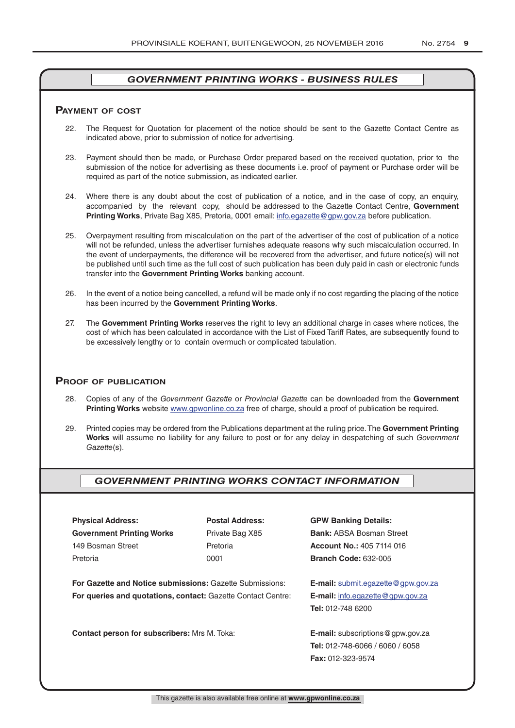## *GOVERNMENT PRINTING WORKS - BUSINESS RULES*

### Payment of cost

22. The Request for Quotation for placement of the notice should be sent to the Gazette Contact Centre as indicated above, prior to submission of notice for advertising.

23. Payment should then be made, or Purchase Order prepared based on the received quotation, prior to the submission of the notice for advertising as these documents i.e. proof of payment or Purchase order will be required as part of the notice submission, as indicated earlier.

24. Where there is any doubt about the cost of publication of a notice, and in the case of copy, an enquiry, accompanied by the relevant copy, should be addressed to the Gazette Contact Centre, **Government Printing Works**, Private Bag X85, Pretoria, 0001 email: info.egazette@gpw.gov.za before publication.

25. Overpayment resulting from miscalculation on the part of the advertiser of the cost of publication of a notice will not be refunded, unless the advertiser furnishes adequate reasons why such miscalculation occurred. In the event of underpayments, the difference will be recovered from the advertiser, and future notice(s) will not be published until such time as the full cost of such publication has been duly paid in cash or electronic funds transfer into the **Government Printing Works** banking account.

26. In the event of a notice being cancelled, a refund will be made only if no cost regarding the placing of the notice has been incurred by the **Government Printing Works**.

27. The **Government Printing Works** reserves the right to levy an additional charge in cases where notices, the cost of which has been calculated in accordance with the List of Fixed Tariff Rates, are subsequently found to be excessively lengthy or to contain overmuch or complicated tabulation.

### Proof of publication

28. Copies of any of the *Government Gazette* or *Provincial Gazette* can be downloaded from the **Government Printing Works** website www.gpwonline.co.za free of charge, should a proof of publication be required.

29. Printed copies may be ordered from the Publications department at the ruling price. The **Government Printing Works** will assume no liability for any failure to post or for any delay in despatching of such *Government Gazette*(s).

## *GOVERNMENT PRINTING WORKS CONTACT INFORMATION*

**Physical Address:**
**Government Printing Works**
149 Bosman Street
Pretoria

**Postal Address:**
Private Bag X85
Pretoria
0001

**GPW Banking Details:**
**Bank:** ABSA Bosman Street
**Account No.:** 405 7114 016
**Branch Code:** 632-005

**For Gazette and Notice submissions:** Gazette Submissions: **E-mail:** submit.egazette@gpw.gov.za

**For queries and quotations, contact:** Gazette Contact Centre: **E-mail:** info.egazette@gpw.gov.za
**Tel:** 012-748 6200

**Contact person for subscribers:** Mrs M. Toka: **E-mail:** subscriptions@gpw.gov.za
**Tel:** 012-748-6066 / 6060 / 6058
**Fax:** 012-323-9574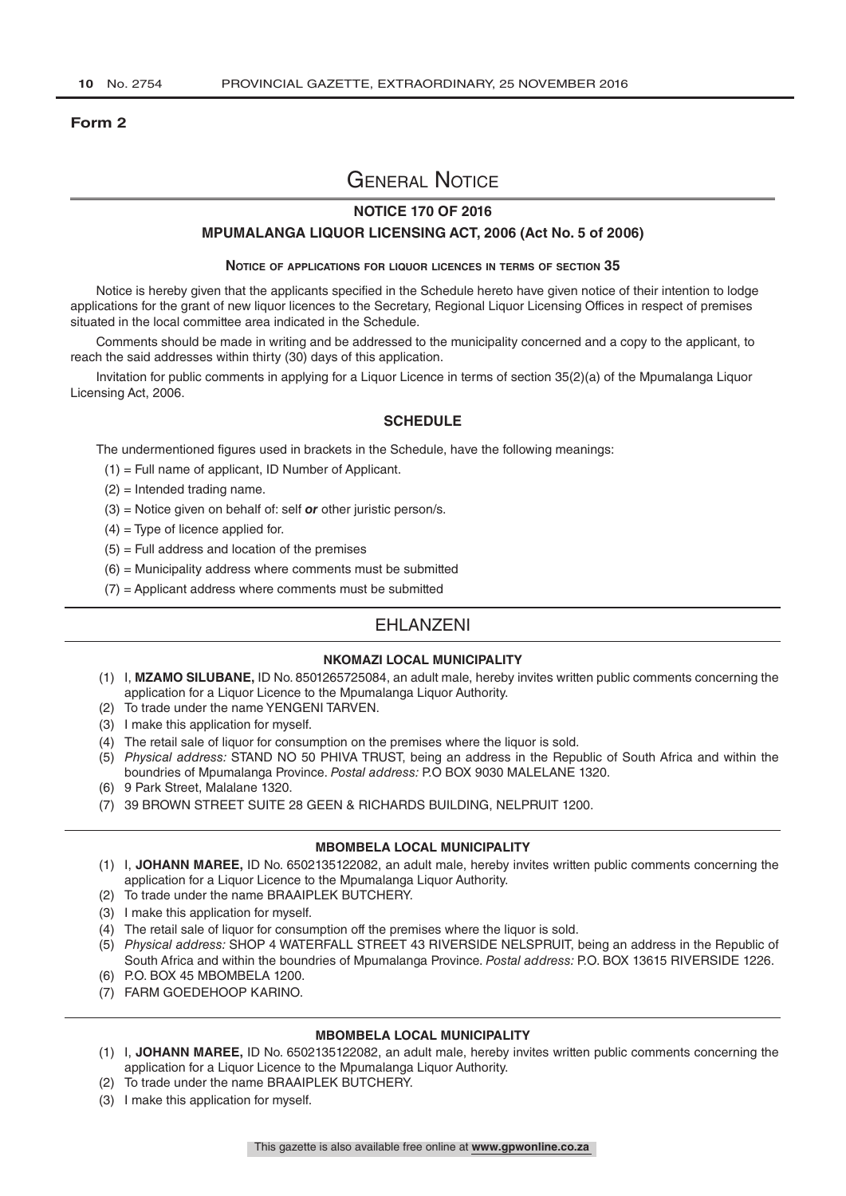**Form 2**

# General Notice

## NOTICE 170 OF 2016

## MPUMALANGA LIQUOR LICENSING ACT, 2006 (Act No. 5 of 2006)

### Notice of applications for liquor licences in terms of section 35

Notice is hereby given that the applicants specified in the Schedule hereto have given notice of their intention to lodge applications for the grant of new liquor licences to the Secretary, Regional Liquor Licensing Offices in respect of premises situated in the local committee area indicated in the Schedule.

Comments should be made in writing and be addressed to the municipality concerned and a copy to the applicant, to reach the said addresses within thirty (30) days of this application.

Invitation for public comments in applying for a Liquor Licence in terms of section 35(2)(a) of the Mpumalanga Liquor Licensing Act, 2006.

### SCHEDULE

The undermentioned figures used in brackets in the Schedule, have the following meanings:

(1) = Full name of applicant, ID Number of Applicant.

(2) = Intended trading name.

(3) = Notice given on behalf of: self ***or*** other juristic person/s.

(4) = Type of licence applied for.

(5) = Full address and location of the premises

(6) = Municipality address where comments must be submitted

(7) = Applicant address where comments must be submitted

## EHLANZENI

### NKOMAZI LOCAL MUNICIPALITY

(1) I, **MZAMO SILUBANE,** ID No. 8501265725084, an adult male, hereby invites written public comments concerning the application for a Liquor Licence to the Mpumalanga Liquor Authority.
(2) To trade under the name YENGENI TARVEN.
(3) I make this application for myself.
(4) The retail sale of liquor for consumption on the premises where the liquor is sold.
(5) *Physical address:* STAND NO 50 PHIVA TRUST, being an address in the Republic of South Africa and within the boundries of Mpumalanga Province. *Postal address:* P.O BOX 9030 MALELANE 1320.
(6) 9 Park Street, Malalane 1320.
(7) 39 BROWN STREET SUITE 28 GEEN & RICHARDS BUILDING, NELPRUIT 1200.

### MBOMBELA LOCAL MUNICIPALITY

(1) I, **JOHANN MAREE,** ID No. 6502135122082, an adult male, hereby invites written public comments concerning the application for a Liquor Licence to the Mpumalanga Liquor Authority.
(2) To trade under the name BRAAIPLEK BUTCHERY.
(3) I make this application for myself.
(4) The retail sale of liquor for consumption off the premises where the liquor is sold.
(5) *Physical address:* SHOP 4 WATERFALL STREET 43 RIVERSIDE NELSPRUIT, being an address in the Republic of South Africa and within the boundries of Mpumalanga Province. *Postal address:* P.O. BOX 13615 RIVERSIDE 1226.
(6) P.O. BOX 45 MBOMBELA 1200.
(7) FARM GOEDEHOOP KARINO.

### MBOMBELA LOCAL MUNICIPALITY

(1) I, **JOHANN MAREE,** ID No. 6502135122082, an adult male, hereby invites written public comments concerning the application for a Liquor Licence to the Mpumalanga Liquor Authority.
(2) To trade under the name BRAAIPLEK BUTCHERY.
(3) I make this application for myself.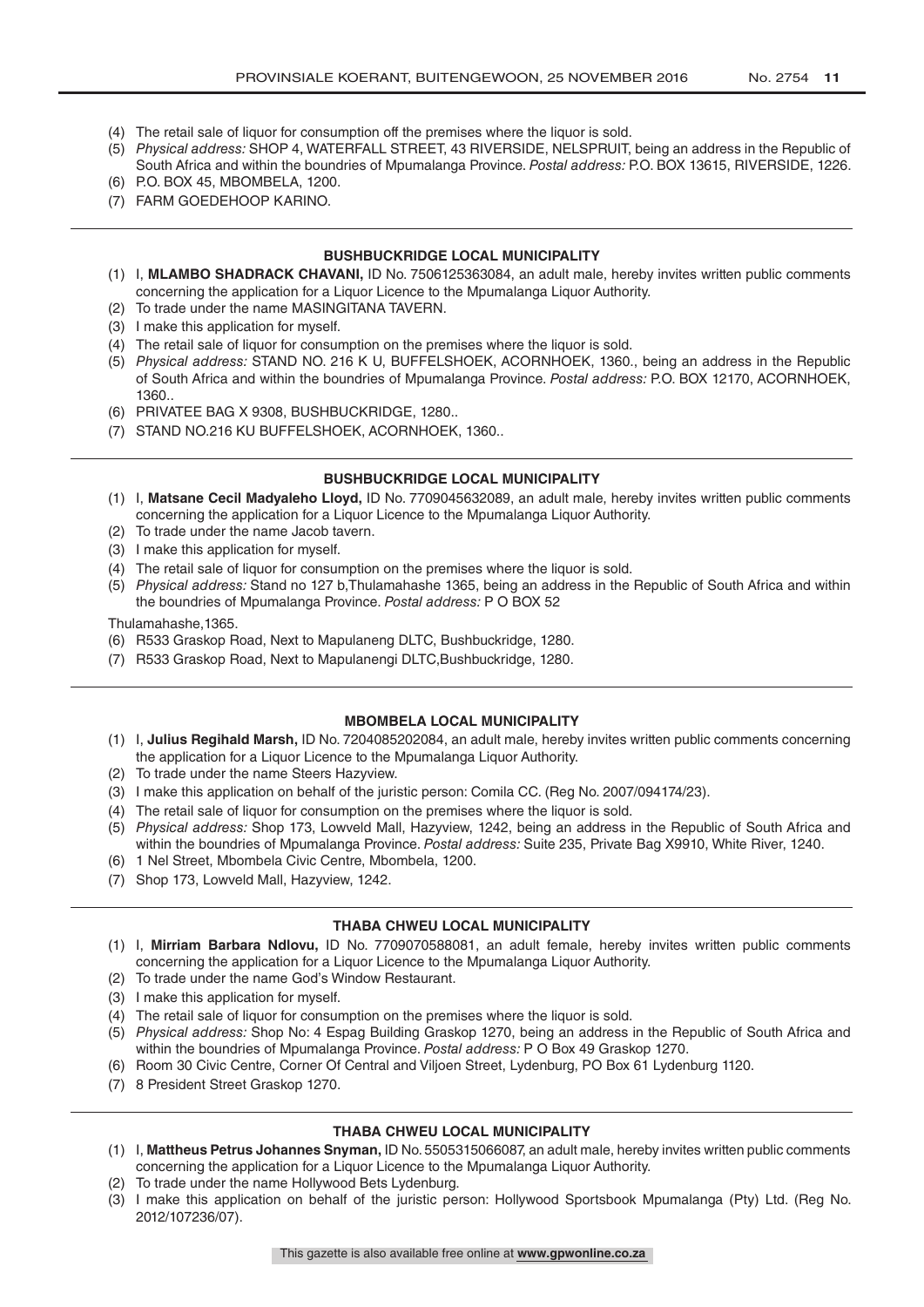(4) The retail sale of liquor for consumption off the premises where the liquor is sold.
(5) *Physical address:* SHOP 4, WATERFALL STREET, 43 RIVERSIDE, NELSPRUIT, being an address in the Republic of South Africa and within the boundries of Mpumalanga Province. *Postal address:* P.O. BOX 13615, RIVERSIDE, 1226.
(6) P.O. BOX 45, MBOMBELA, 1200.
(7) FARM GOEDEHOOP KARINO.

---

#### BUSHBUCKRIDGE LOCAL MUNICIPALITY

(1) I, **MLAMBO SHADRACK CHAVANI,** ID No. 7506125363084, an adult male, hereby invites written public comments concerning the application for a Liquor Licence to the Mpumalanga Liquor Authority.
(2) To trade under the name MASINGITANA TAVERN.
(3) I make this application for myself.
(4) The retail sale of liquor for consumption on the premises where the liquor is sold.
(5) *Physical address:* STAND NO. 216 K U, BUFFELSHOEK, ACORNHOEK, 1360., being an address in the Republic of South Africa and within the boundries of Mpumalanga Province. *Postal address:* P.O. BOX 12170, ACORNHOEK, 1360..
(6) PRIVATEE BAG X 9308, BUSHBUCKRIDGE, 1280..
(7) STAND NO.216 KU BUFFELSHOEK, ACORNHOEK, 1360..

---

#### BUSHBUCKRIDGE LOCAL MUNICIPALITY

(1) I, **Matsane Cecil Madyaleho Lloyd,** ID No. 7709045632089, an adult male, hereby invites written public comments concerning the application for a Liquor Licence to the Mpumalanga Liquor Authority.
(2) To trade under the name Jacob tavern.
(3) I make this application for myself.
(4) The retail sale of liquor for consumption on the premises where the liquor is sold.
(5) *Physical address:* Stand no 127 b,Thulamahashe 1365, being an address in the Republic of South Africa and within the boundries of Mpumalanga Province. *Postal address:* P O BOX 52

Thulamahashe,1365.

(6) R533 Graskop Road, Next to Mapulaneng DLTC, Bushbuckridge, 1280.
(7) R533 Graskop Road, Next to Mapulanengi DLTC,Bushbuckridge, 1280.

---

#### MBOMBELA LOCAL MUNICIPALITY

(1) I, **Julius Regihald Marsh,** ID No. 7204085202084, an adult male, hereby invites written public comments concerning the application for a Liquor Licence to the Mpumalanga Liquor Authority.
(2) To trade under the name Steers Hazyview.
(3) I make this application on behalf of the juristic person: Comila CC. (Reg No. 2007/094174/23).
(4) The retail sale of liquor for consumption on the premises where the liquor is sold.
(5) *Physical address:* Shop 173, Lowveld Mall, Hazyview, 1242, being an address in the Republic of South Africa and within the boundries of Mpumalanga Province. *Postal address:* Suite 235, Private Bag X9910, White River, 1240.
(6) 1 Nel Street, Mbombela Civic Centre, Mbombela, 1200.
(7) Shop 173, Lowveld Mall, Hazyview, 1242.

---

#### THABA CHWEU LOCAL MUNICIPALITY

(1) I, **Mirriam Barbara Ndlovu,** ID No. 7709070588081, an adult female, hereby invites written public comments concerning the application for a Liquor Licence to the Mpumalanga Liquor Authority.
(2) To trade under the name God's Window Restaurant.
(3) I make this application for myself.
(4) The retail sale of liquor for consumption on the premises where the liquor is sold.
(5) *Physical address:* Shop No: 4 Espag Building Graskop 1270, being an address in the Republic of South Africa and within the boundries of Mpumalanga Province. *Postal address:* P O Box 49 Graskop 1270.
(6) Room 30 Civic Centre, Corner Of Central and Viljoen Street, Lydenburg, PO Box 61 Lydenburg 1120.
(7) 8 President Street Graskop 1270.

---

#### THABA CHWEU LOCAL MUNICIPALITY

(1) I, **Mattheus Petrus Johannes Snyman,** ID No. 5505315066087, an adult male, hereby invites written public comments concerning the application for a Liquor Licence to the Mpumalanga Liquor Authority.
(2) To trade under the name Hollywood Bets Lydenburg.
(3) I make this application on behalf of the juristic person: Hollywood Sportsbook Mpumalanga (Pty) Ltd. (Reg No. 2012/107236/07).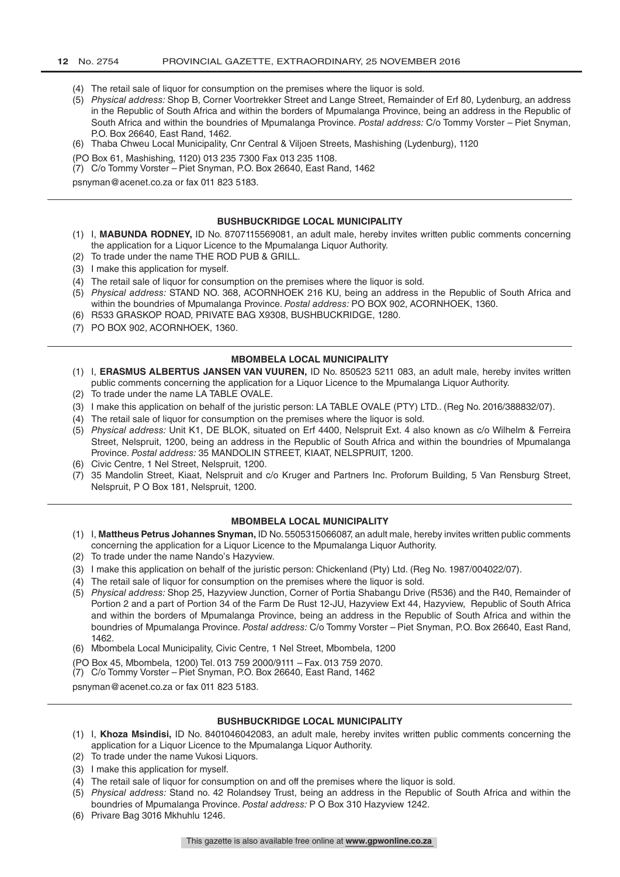(4) The retail sale of liquor for consumption on the premises where the liquor is sold.
(5) *Physical address:* Shop B, Corner Voortrekker Street and Lange Street, Remainder of Erf 80, Lydenburg, an address in the Republic of South Africa and within the borders of Mpumalanga Province, being an address in the Republic of South Africa and within the boundries of Mpumalanga Province. *Postal address:* C/o Tommy Vorster – Piet Snyman, P.O. Box 26640, East Rand, 1462.
(6) Thaba Chweu Local Municipality, Cnr Central & Viljoen Streets, Mashishing (Lydenburg), 1120

(PO Box 61, Mashishing, 1120) 013 235 7300 Fax 013 235 1108.
(7) C/o Tommy Vorster – Piet Snyman, P.O. Box 26640, East Rand, 1462

psnyman@acenet.co.za or fax 011 823 5183.

---

### BUSHBUCKRIDGE LOCAL MUNICIPALITY

(1) I, **MABUNDA RODNEY,** ID No. 8707115569081, an adult male, hereby invites written public comments concerning the application for a Liquor Licence to the Mpumalanga Liquor Authority.
(2) To trade under the name THE ROD PUB & GRILL.
(3) I make this application for myself.
(4) The retail sale of liquor for consumption on the premises where the liquor is sold.
(5) *Physical address:* STAND NO. 368, ACORNHOEK 216 KU, being an address in the Republic of South Africa and within the boundries of Mpumalanga Province. *Postal address:* PO BOX 902, ACORNHOEK, 1360.
(6) R533 GRASKOP ROAD, PRIVATE BAG X9308, BUSHBUCKRIDGE, 1280.
(7) PO BOX 902, ACORNHOEK, 1360.

---

### MBOMBELA LOCAL MUNICIPALITY

(1) I, **ERASMUS ALBERTUS JANSEN VAN VUUREN,** ID No. 850523 5211 083, an adult male, hereby invites written public comments concerning the application for a Liquor Licence to the Mpumalanga Liquor Authority.
(2) To trade under the name LA TABLE OVALE.
(3) I make this application on behalf of the juristic person: LA TABLE OVALE (PTY) LTD.. (Reg No. 2016/388832/07).
(4) The retail sale of liquor for consumption on the premises where the liquor is sold.
(5) *Physical address:* Unit K1, DE BLOK, situated on Erf 4400, Nelspruit Ext. 4 also known as c/o Wilhelm & Ferreira Street, Nelspruit, 1200, being an address in the Republic of South Africa and within the boundries of Mpumalanga Province. *Postal address:* 35 MANDOLIN STREET, KIAAT, NELSPRUIT, 1200.
(6) Civic Centre, 1 Nel Street, Nelspruit, 1200.
(7) 35 Mandolin Street, Kiaat, Nelspruit and c/o Kruger and Partners Inc. Proforum Building, 5 Van Rensburg Street, Nelspruit, P O Box 181, Nelspruit, 1200.

---

### MBOMBELA LOCAL MUNICIPALITY

(1) I, **Mattheus Petrus Johannes Snyman,** ID No. 5505315066087, an adult male, hereby invites written public comments concerning the application for a Liquor Licence to the Mpumalanga Liquor Authority.
(2) To trade under the name Nando's Hazyview.
(3) I make this application on behalf of the juristic person: Chickenland (Pty) Ltd. (Reg No. 1987/004022/07).
(4) The retail sale of liquor for consumption on the premises where the liquor is sold.
(5) *Physical address:* Shop 25, Hazyview Junction, Corner of Portia Shabangu Drive (R536) and the R40, Remainder of Portion 2 and a part of Portion 34 of the Farm De Rust 12-JU, Hazyview Ext 44, Hazyview, Republic of South Africa and within the borders of Mpumalanga Province, being an address in the Republic of South Africa and within the boundries of Mpumalanga Province. *Postal address:* C/o Tommy Vorster – Piet Snyman, P.O. Box 26640, East Rand, 1462.
(6) Mbombela Local Municipality, Civic Centre, 1 Nel Street, Mbombela, 1200

(PO Box 45, Mbombela, 1200) Tel. 013 759 2000/9111 – Fax. 013 759 2070.
(7) C/o Tommy Vorster – Piet Snyman, P.O. Box 26640, East Rand, 1462

psnyman@acenet.co.za or fax 011 823 5183.

---

### BUSHBUCKRIDGE LOCAL MUNICIPALITY

(1) I, **Khoza Msindisi,** ID No. 8401046042083, an adult male, hereby invites written public comments concerning the application for a Liquor Licence to the Mpumalanga Liquor Authority.
(2) To trade under the name Vukosi Liquors.
(3) I make this application for myself.
(4) The retail sale of liquor for consumption on and off the premises where the liquor is sold.
(5) *Physical address:* Stand no. 42 Rolandsey Trust, being an address in the Republic of South Africa and within the boundries of Mpumalanga Province. *Postal address:* P O Box 310 Hazyview 1242.
(6) Privare Bag 3016 Mkhuhlu 1246.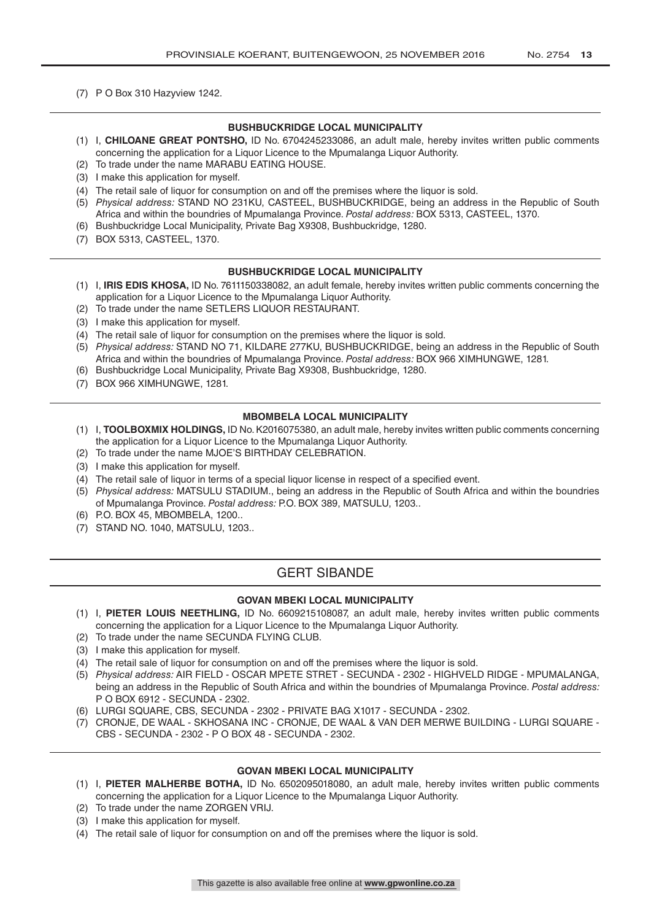(7) P O Box 310 Hazyview 1242.

---

**BUSHBUCKRIDGE LOCAL MUNICIPALITY**

(1) I, **CHILOANE GREAT PONTSHO,** ID No. 6704245233086, an adult male, hereby invites written public comments concerning the application for a Liquor Licence to the Mpumalanga Liquor Authority.
(2) To trade under the name MARABU EATING HOUSE.
(3) I make this application for myself.
(4) The retail sale of liquor for consumption on and off the premises where the liquor is sold.
(5) *Physical address:* STAND NO 231KU, CASTEEL, BUSHBUCKRIDGE, being an address in the Republic of South Africa and within the boundries of Mpumalanga Province. *Postal address:* BOX 5313, CASTEEL, 1370.
(6) Bushbuckridge Local Municipality, Private Bag X9308, Bushbuckridge, 1280.
(7) BOX 5313, CASTEEL, 1370.

---

**BUSHBUCKRIDGE LOCAL MUNICIPALITY**

(1) I, **IRIS EDIS KHOSA,** ID No. 7611150338082, an adult female, hereby invites written public comments concerning the application for a Liquor Licence to the Mpumalanga Liquor Authority.
(2) To trade under the name SETLERS LIQUOR RESTAURANT.
(3) I make this application for myself.
(4) The retail sale of liquor for consumption on the premises where the liquor is sold.
(5) *Physical address:* STAND NO 71, KILDARE 277KU, BUSHBUCKRIDGE, being an address in the Republic of South Africa and within the boundries of Mpumalanga Province. *Postal address:* BOX 966 XIMHUNGWE, 1281.
(6) Bushbuckridge Local Municipality, Private Bag X9308, Bushbuckridge, 1280.
(7) BOX 966 XIMHUNGWE, 1281.

---

**MBOMBELA LOCAL MUNICIPALITY**

(1) I, **TOOLBOXMIX HOLDINGS,** ID No. K2016075380, an adult male, hereby invites written public comments concerning the application for a Liquor Licence to the Mpumalanga Liquor Authority.
(2) To trade under the name MJOE'S BIRTHDAY CELEBRATION.
(3) I make this application for myself.
(4) The retail sale of liquor in terms of a special liquor license in respect of a specified event.
(5) *Physical address:* MATSULU STADIUM., being an address in the Republic of South Africa and within the boundries of Mpumalanga Province. *Postal address:* P.O. BOX 389, MATSULU, 1203..
(6) P.O. BOX 45, MBOMBELA, 1200..
(7) STAND NO. 1040, MATSULU, 1203..

---

## GERT SIBANDE

---

**GOVAN MBEKI LOCAL MUNICIPALITY**

(1) I, **PIETER LOUIS NEETHLING,** ID No. 6609215108087, an adult male, hereby invites written public comments concerning the application for a Liquor Licence to the Mpumalanga Liquor Authority.
(2) To trade under the name SECUNDA FLYING CLUB.
(3) I make this application for myself.
(4) The retail sale of liquor for consumption on and off the premises where the liquor is sold.
(5) *Physical address:* AIR FIELD - OSCAR MPETE STRET - SECUNDA - 2302 - HIGHVELD RIDGE - MPUMALANGA, being an address in the Republic of South Africa and within the boundries of Mpumalanga Province. *Postal address:* P O BOX 6912 - SECUNDA - 2302.
(6) LURGI SQUARE, CBS, SECUNDA - 2302 - PRIVATE BAG X1017 - SECUNDA - 2302.
(7) CRONJE, DE WAAL - SKHOSANA INC - CRONJE, DE WAAL & VAN DER MERWE BUILDING - LURGI SQUARE - CBS - SECUNDA - 2302 - P O BOX 48 - SECUNDA - 2302.

---

**GOVAN MBEKI LOCAL MUNICIPALITY**

(1) I, **PIETER MALHERBE BOTHA,** ID No. 6502095018080, an adult male, hereby invites written public comments concerning the application for a Liquor Licence to the Mpumalanga Liquor Authority.
(2) To trade under the name ZORGEN VRIJ.
(3) I make this application for myself.
(4) The retail sale of liquor for consumption on and off the premises where the liquor is sold.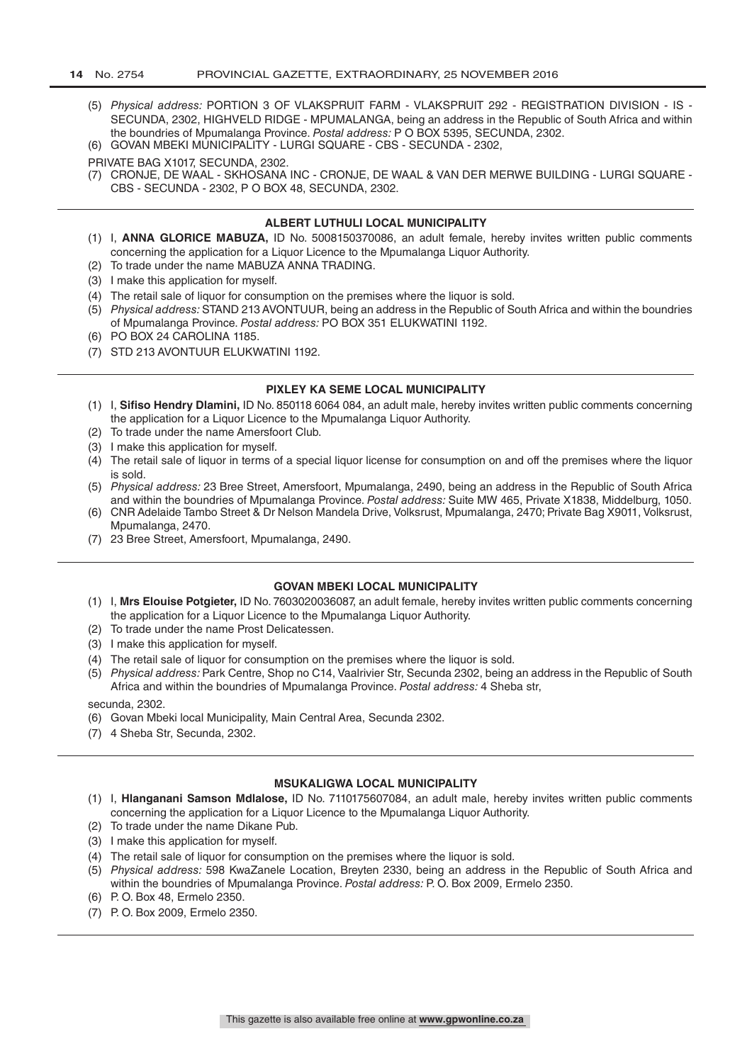(5) *Physical address:* PORTION 3 OF VLAKSPRUIT FARM - VLAKSPRUIT 292 - REGISTRATION DIVISION - IS - SECUNDA, 2302, HIGHVELD RIDGE - MPUMALANGA, being an address in the Republic of South Africa and within the boundries of Mpumalanga Province. *Postal address:* P O BOX 5395, SECUNDA, 2302.
(6) GOVAN MBEKI MUNICIPALITY - LURGI SQUARE - CBS - SECUNDA - 2302,

PRIVATE BAG X1017, SECUNDA, 2302.

(7) CRONJE, DE WAAL - SKHOSANA INC - CRONJE, DE WAAL & VAN DER MERWE BUILDING - LURGI SQUARE - CBS - SECUNDA - 2302, P O BOX 48, SECUNDA, 2302.

---

### ALBERT LUTHULI LOCAL MUNICIPALITY

(1) I, **ANNA GLORICE MABUZA,** ID No. 5008150370086, an adult female, hereby invites written public comments concerning the application for a Liquor Licence to the Mpumalanga Liquor Authority.
(2) To trade under the name MABUZA ANNA TRADING.
(3) I make this application for myself.
(4) The retail sale of liquor for consumption on the premises where the liquor is sold.
(5) *Physical address:* STAND 213 AVONTUUR, being an address in the Republic of South Africa and within the boundries of Mpumalanga Province. *Postal address:* PO BOX 351 ELUKWATINI 1192.
(6) PO BOX 24 CAROLINA 1185.
(7) STD 213 AVONTUUR ELUKWATINI 1192.

---

### PIXLEY KA SEME LOCAL MUNICIPALITY

(1) I, **Sifiso Hendry Dlamini,** ID No. 850118 6064 084, an adult male, hereby invites written public comments concerning the application for a Liquor Licence to the Mpumalanga Liquor Authority.
(2) To trade under the name Amersfoort Club.
(3) I make this application for myself.
(4) The retail sale of liquor in terms of a special liquor license for consumption on and off the premises where the liquor is sold.
(5) *Physical address:* 23 Bree Street, Amersfoort, Mpumalanga, 2490, being an address in the Republic of South Africa and within the boundries of Mpumalanga Province. *Postal address:* Suite MW 465, Private X1838, Middelburg, 1050.
(6) CNR Adelaide Tambo Street & Dr Nelson Mandela Drive, Volksrust, Mpumalanga, 2470; Private Bag X9011, Volksrust, Mpumalanga, 2470.
(7) 23 Bree Street, Amersfoort, Mpumalanga, 2490.

---

### GOVAN MBEKI LOCAL MUNICIPALITY

(1) I, **Mrs Elouise Potgieter,** ID No. 7603020036087, an adult female, hereby invites written public comments concerning the application for a Liquor Licence to the Mpumalanga Liquor Authority.
(2) To trade under the name Prost Delicatessen.
(3) I make this application for myself.
(4) The retail sale of liquor for consumption on the premises where the liquor is sold.
(5) *Physical address:* Park Centre, Shop no C14, Vaalrivier Str, Secunda 2302, being an address in the Republic of South Africa and within the boundries of Mpumalanga Province. *Postal address:* 4 Sheba str,

secunda, 2302.

(6) Govan Mbeki local Municipality, Main Central Area, Secunda 2302.
(7) 4 Sheba Str, Secunda, 2302.

---

### MSUKALIGWA LOCAL MUNICIPALITY

(1) I, **Hlanganani Samson Mdlalose,** ID No. 7110175607084, an adult male, hereby invites written public comments concerning the application for a Liquor Licence to the Mpumalanga Liquor Authority.
(2) To trade under the name Dikane Pub.
(3) I make this application for myself.
(4) The retail sale of liquor for consumption on the premises where the liquor is sold.
(5) *Physical address:* 598 KwaZanele Location, Breyten 2330, being an address in the Republic of South Africa and within the boundries of Mpumalanga Province. *Postal address:* P. O. Box 2009, Ermelo 2350.
(6) P. O. Box 48, Ermelo 2350.
(7) P. O. Box 2009, Ermelo 2350.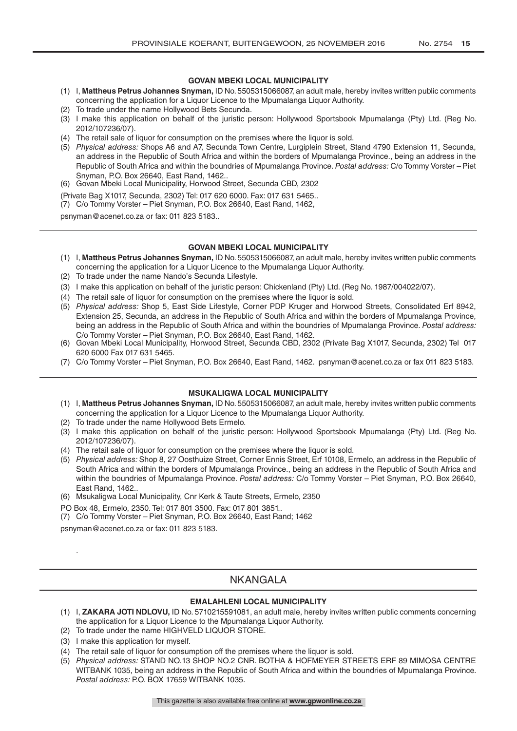#### GOVAN MBEKI LOCAL MUNICIPALITY

(1) I, **Mattheus Petrus Johannes Snyman,** ID No. 5505315066087, an adult male, hereby invites written public comments concerning the application for a Liquor Licence to the Mpumalanga Liquor Authority.
(2) To trade under the name Hollywood Bets Secunda.
(3) I make this application on behalf of the juristic person: Hollywood Sportsbook Mpumalanga (Pty) Ltd. (Reg No. 2012/107236/07).
(4) The retail sale of liquor for consumption on the premises where the liquor is sold.
(5) *Physical address:* Shops A6 and A7, Secunda Town Centre, Lurgiplein Street, Stand 4790 Extension 11, Secunda, an address in the Republic of South Africa and within the borders of Mpumalanga Province., being an address in the Republic of South Africa and within the boundries of Mpumalanga Province. *Postal address:* C/o Tommy Vorster – Piet Snyman, P.O. Box 26640, East Rand, 1462..
(6) Govan Mbeki Local Municipality, Horwood Street, Secunda CBD, 2302

(Private Bag X1017, Secunda, 2302) Tel: 017 620 6000. Fax: 017 631 5465..
(7) C/o Tommy Vorster – Piet Snyman, P.O. Box 26640, East Rand, 1462,

psnyman@acenet.co.za or fax: 011 823 5183..

---

#### GOVAN MBEKI LOCAL MUNICIPALITY

(1) I, **Mattheus Petrus Johannes Snyman,** ID No. 5505315066087, an adult male, hereby invites written public comments concerning the application for a Liquor Licence to the Mpumalanga Liquor Authority.
(2) To trade under the name Nando's Secunda Lifestyle.
(3) I make this application on behalf of the juristic person: Chickenland (Pty) Ltd. (Reg No. 1987/004022/07).
(4) The retail sale of liquor for consumption on the premises where the liquor is sold.
(5) *Physical address:* Shop 5, East Side Lifestyle, Corner PDP Kruger and Horwood Streets, Consolidated Erf 8942, Extension 25, Secunda, an address in the Republic of South Africa and within the borders of Mpumalanga Province, being an address in the Republic of South Africa and within the boundries of Mpumalanga Province. *Postal address:* C/o Tommy Vorster – Piet Snyman, P.O. Box 26640, East Rand, 1462.
(6) Govan Mbeki Local Municipality, Horwood Street, Secunda CBD, 2302 (Private Bag X1017, Secunda, 2302) Tel 017 620 6000 Fax 017 631 5465.
(7) C/o Tommy Vorster – Piet Snyman, P.O. Box 26640, East Rand, 1462. psnyman@acenet.co.za or fax 011 823 5183.

---

#### MSUKALIGWA LOCAL MUNICIPALITY

(1) I, **Mattheus Petrus Johannes Snyman,** ID No. 5505315066087, an adult male, hereby invites written public comments concerning the application for a Liquor Licence to the Mpumalanga Liquor Authority.
(2) To trade under the name Hollywood Bets Ermelo.
(3) I make this application on behalf of the juristic person: Hollywood Sportsbook Mpumalanga (Pty) Ltd. (Reg No. 2012/107236/07).
(4) The retail sale of liquor for consumption on the premises where the liquor is sold.
(5) *Physical address:* Shop 8, 27 Oosthuize Street, Corner Ennis Street, Erf 10108, Ermelo, an address in the Republic of South Africa and within the borders of Mpumalanga Province., being an address in the Republic of South Africa and within the boundries of Mpumalanga Province. *Postal address:* C/o Tommy Vorster – Piet Snyman, P.O. Box 26640, East Rand, 1462..
(6) Msukaligwa Local Municipality, Cnr Kerk & Taute Streets, Ermelo, 2350

PO Box 48, Ermelo, 2350. Tel: 017 801 3500. Fax: 017 801 3851..
(7) C/o Tommy Vorster – Piet Snyman, P.O. Box 26640, East Rand; 1462

psnyman@acenet.co.za or fax: 011 823 5183.

.

---

## NKANGALA

#### EMALAHLENI LOCAL MUNICIPALITY

(1) I, **ZAKARA JOTI NDLOVU,** ID No. 5710215591081, an adult male, hereby invites written public comments concerning the application for a Liquor Licence to the Mpumalanga Liquor Authority.
(2) To trade under the name HIGHVELD LIQUOR STORE.
(3) I make this application for myself.
(4) The retail sale of liquor for consumption off the premises where the liquor is sold.
(5) *Physical address:* STAND NO.13 SHOP NO.2 CNR. BOTHA & HOFMEYER STREETS ERF 89 MIMOSA CENTRE WITBANK 1035, being an address in the Republic of South Africa and within the boundries of Mpumalanga Province. *Postal address:* P.O. BOX 17659 WITBANK 1035.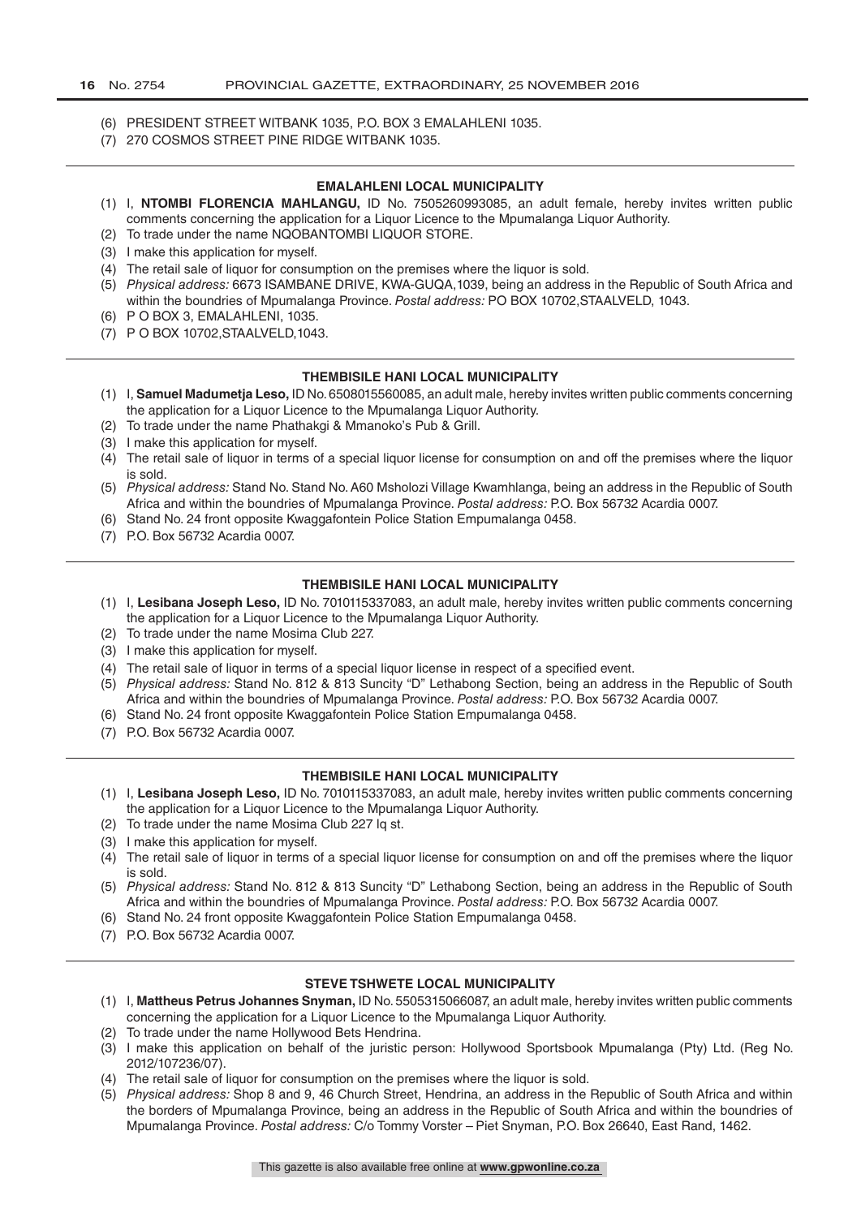(6) PRESIDENT STREET WITBANK 1035, P.O. BOX 3 EMALAHLENI 1035.
(7) 270 COSMOS STREET PINE RIDGE WITBANK 1035.

---

### EMALAHLENI LOCAL MUNICIPALITY

(1) I, **NTOMBI FLORENCIA MAHLANGU,** ID No. 7505260993085, an adult female, hereby invites written public comments concerning the application for a Liquor Licence to the Mpumalanga Liquor Authority.
(2) To trade under the name NQOBANTOMBI LIQUOR STORE.
(3) I make this application for myself.
(4) The retail sale of liquor for consumption on the premises where the liquor is sold.
(5) *Physical address:* 6673 ISAMBANE DRIVE, KWA-GUQA,1039, being an address in the Republic of South Africa and within the boundries of Mpumalanga Province. *Postal address:* PO BOX 10702,STAALVELD, 1043.
(6) P O BOX 3, EMALAHLENI, 1035.
(7) P O BOX 10702,STAALVELD,1043.

---

### THEMBISILE HANI LOCAL MUNICIPALITY

(1) I, **Samuel Madumetja Leso,** ID No. 6508015560085, an adult male, hereby invites written public comments concerning the application for a Liquor Licence to the Mpumalanga Liquor Authority.
(2) To trade under the name Phathakgi & Mmanoko's Pub & Grill.
(3) I make this application for myself.
(4) The retail sale of liquor in terms of a special liquor license for consumption on and off the premises where the liquor is sold.
(5) *Physical address:* Stand No. Stand No. A60 Msholozi Village Kwamhlanga, being an address in the Republic of South Africa and within the boundries of Mpumalanga Province. *Postal address:* P.O. Box 56732 Acardia 0007.
(6) Stand No. 24 front opposite Kwaggafontein Police Station Empumalanga 0458.
(7) P.O. Box 56732 Acardia 0007.

---

### THEMBISILE HANI LOCAL MUNICIPALITY

(1) I, **Lesibana Joseph Leso,** ID No. 7010115337083, an adult male, hereby invites written public comments concerning the application for a Liquor Licence to the Mpumalanga Liquor Authority.
(2) To trade under the name Mosima Club 227.
(3) I make this application for myself.
(4) The retail sale of liquor in terms of a special liquor license in respect of a specified event.
(5) *Physical address:* Stand No. 812 & 813 Suncity "D" Lethabong Section, being an address in the Republic of South Africa and within the boundries of Mpumalanga Province. *Postal address:* P.O. Box 56732 Acardia 0007.
(6) Stand No. 24 front opposite Kwaggafontein Police Station Empumalanga 0458.
(7) P.O. Box 56732 Acardia 0007.

---

### THEMBISILE HANI LOCAL MUNICIPALITY

(1) I, **Lesibana Joseph Leso,** ID No. 7010115337083, an adult male, hereby invites written public comments concerning the application for a Liquor Licence to the Mpumalanga Liquor Authority.
(2) To trade under the name Mosima Club 227 lq st.
(3) I make this application for myself.
(4) The retail sale of liquor in terms of a special liquor license for consumption on and off the premises where the liquor is sold.
(5) *Physical address:* Stand No. 812 & 813 Suncity "D" Lethabong Section, being an address in the Republic of South Africa and within the boundries of Mpumalanga Province. *Postal address:* P.O. Box 56732 Acardia 0007.
(6) Stand No. 24 front opposite Kwaggafontein Police Station Empumalanga 0458.
(7) P.O. Box 56732 Acardia 0007.

---

### STEVE TSHWETE LOCAL MUNICIPALITY

(1) I, **Mattheus Petrus Johannes Snyman,** ID No. 5505315066087, an adult male, hereby invites written public comments concerning the application for a Liquor Licence to the Mpumalanga Liquor Authority.
(2) To trade under the name Hollywood Bets Hendrina.
(3) I make this application on behalf of the juristic person: Hollywood Sportsbook Mpumalanga (Pty) Ltd. (Reg No. 2012/107236/07).
(4) The retail sale of liquor for consumption on the premises where the liquor is sold.
(5) *Physical address:* Shop 8 and 9, 46 Church Street, Hendrina, an address in the Republic of South Africa and within the borders of Mpumalanga Province, being an address in the Republic of South Africa and within the boundries of Mpumalanga Province. *Postal address:* C/o Tommy Vorster – Piet Snyman, P.O. Box 26640, East Rand, 1462.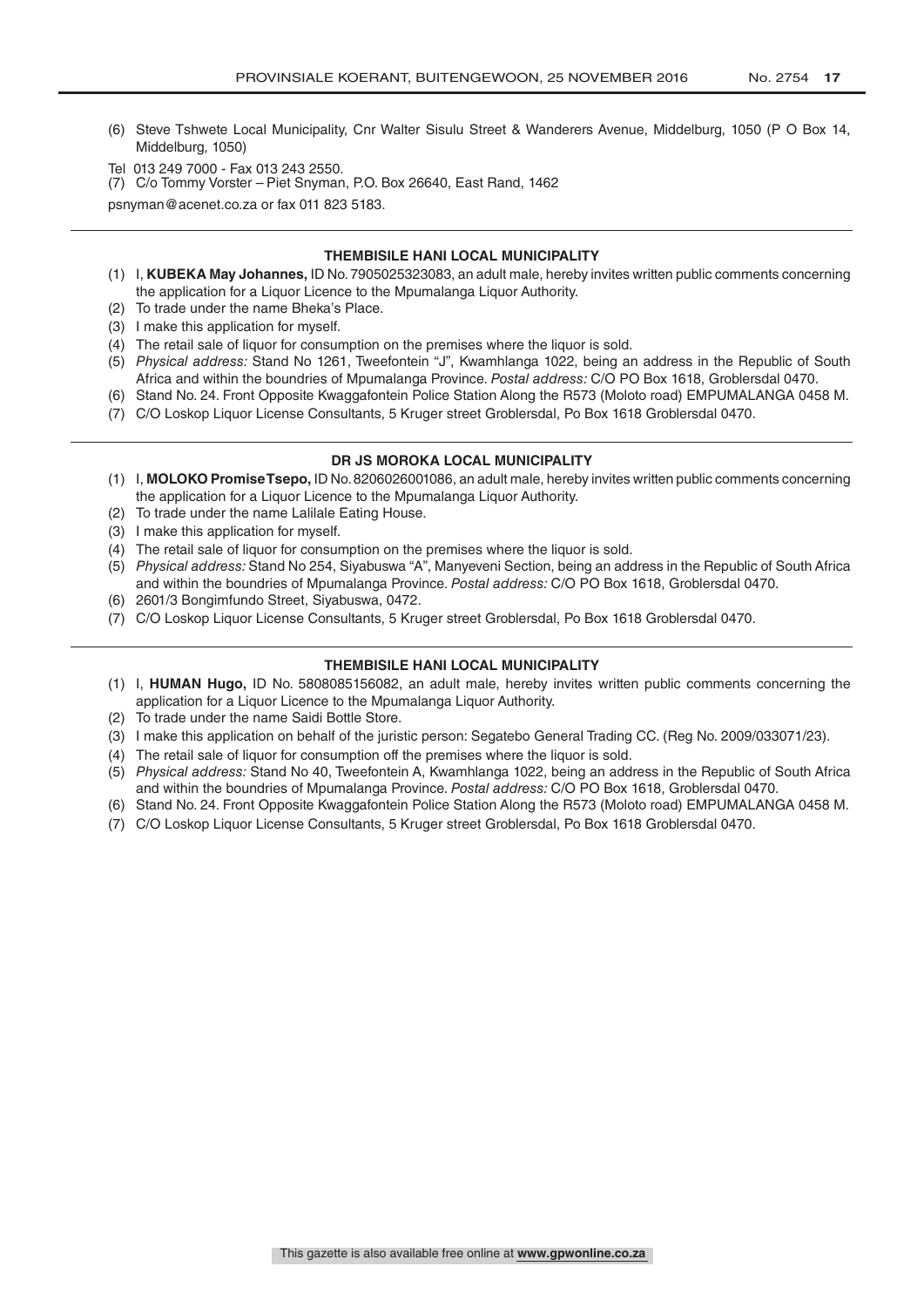(6) Steve Tshwete Local Municipality, Cnr Walter Sisulu Street & Wanderers Avenue, Middelburg, 1050 (P O Box 14, Middelburg, 1050)

Tel 013 249 7000 - Fax 013 243 2550.

(7) C/o Tommy Vorster – Piet Snyman, P.O. Box 26640, East Rand, 1462

psnyman@acenet.co.za or fax 011 823 5183.

---

**THEMBISILE HANI LOCAL MUNICIPALITY**

(1) I, **KUBEKA May Johannes,** ID No. 7905025323083, an adult male, hereby invites written public comments concerning the application for a Liquor Licence to the Mpumalanga Liquor Authority.
(2) To trade under the name Bheka's Place.
(3) I make this application for myself.
(4) The retail sale of liquor for consumption on the premises where the liquor is sold.
(5) *Physical address:* Stand No 1261, Tweefontein "J", Kwamhlanga 1022, being an address in the Republic of South Africa and within the boundries of Mpumalanga Province. *Postal address:* C/O PO Box 1618, Groblersdal 0470.
(6) Stand No. 24. Front Opposite Kwaggafontein Police Station Along the R573 (Moloto road) EMPUMALANGA 0458 M.
(7) C/O Loskop Liquor License Consultants, 5 Kruger street Groblersdal, Po Box 1618 Groblersdal 0470.

---

**DR JS MOROKA LOCAL MUNICIPALITY**

(1) I, **MOLOKO Promise Tsepo,** ID No. 8206026001086, an adult male, hereby invites written public comments concerning the application for a Liquor Licence to the Mpumalanga Liquor Authority.
(2) To trade under the name Lalilale Eating House.
(3) I make this application for myself.
(4) The retail sale of liquor for consumption on the premises where the liquor is sold.
(5) *Physical address:* Stand No 254, Siyabuswa "A", Manyeveni Section, being an address in the Republic of South Africa and within the boundries of Mpumalanga Province. *Postal address:* C/O PO Box 1618, Groblersdal 0470.
(6) 2601/3 Bongimfundo Street, Siyabuswa, 0472.
(7) C/O Loskop Liquor License Consultants, 5 Kruger street Groblersdal, Po Box 1618 Groblersdal 0470.

---

**THEMBISILE HANI LOCAL MUNICIPALITY**

(1) I, **HUMAN Hugo,** ID No. 5808085156082, an adult male, hereby invites written public comments concerning the application for a Liquor Licence to the Mpumalanga Liquor Authority.
(2) To trade under the name Saidi Bottle Store.
(3) I make this application on behalf of the juristic person: Segatebo General Trading CC. (Reg No. 2009/033071/23).
(4) The retail sale of liquor for consumption off the premises where the liquor is sold.
(5) *Physical address:* Stand No 40, Tweefontein A, Kwamhlanga 1022, being an address in the Republic of South Africa and within the boundries of Mpumalanga Province. *Postal address:* C/O PO Box 1618, Groblersdal 0470.
(6) Stand No. 24. Front Opposite Kwaggafontein Police Station Along the R573 (Moloto road) EMPUMALANGA 0458 M.
(7) C/O Loskop Liquor License Consultants, 5 Kruger street Groblersdal, Po Box 1618 Groblersdal 0470.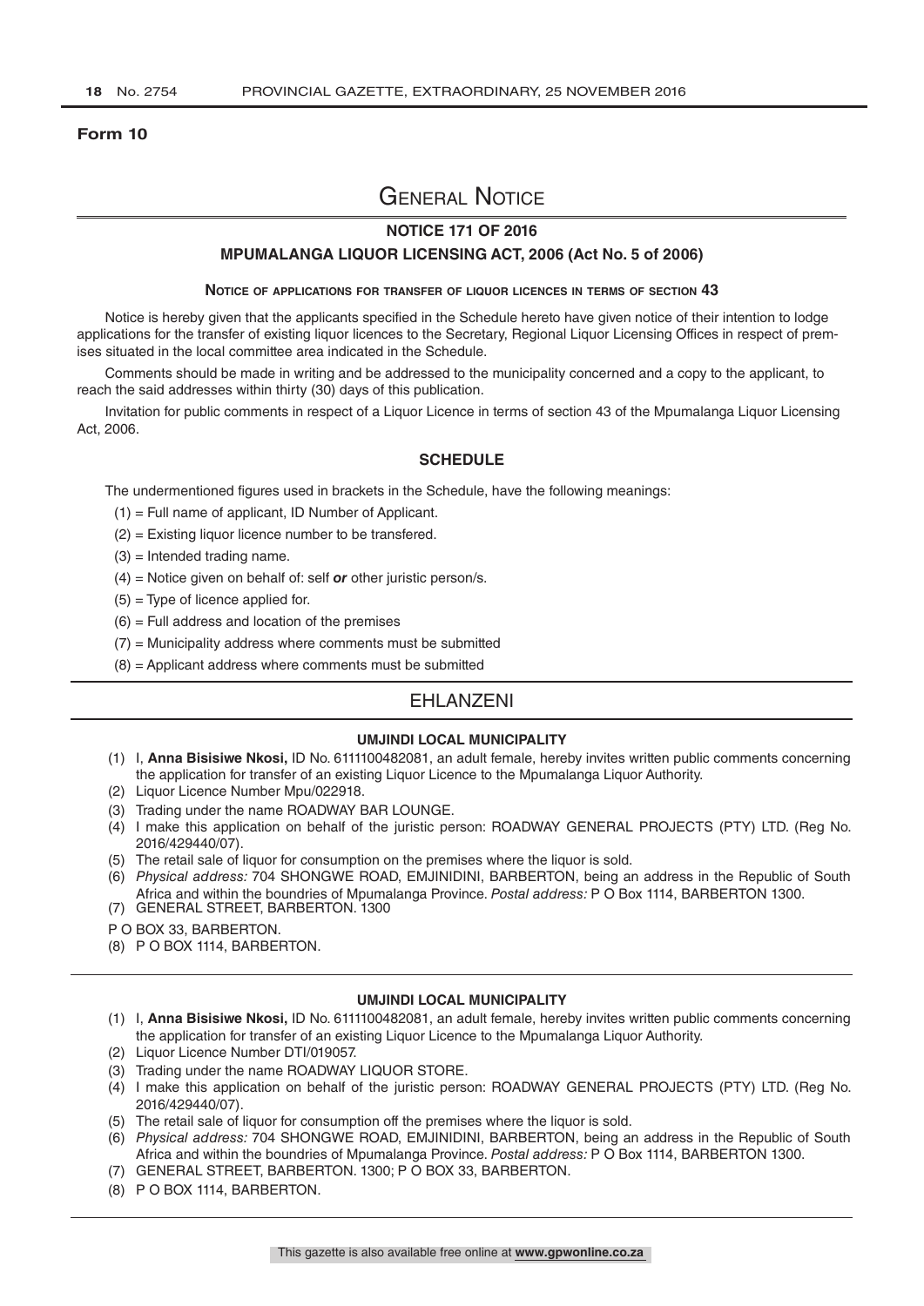**Form 10**

# General Notice

## NOTICE 171 OF 2016

## MPUMALANGA LIQUOR LICENSING ACT, 2006 (Act No. 5 of 2006)

### Notice of applications for transfer of liquor licences in terms of section 43

Notice is hereby given that the applicants specified in the Schedule hereto have given notice of their intention to lodge applications for the transfer of existing liquor licences to the Secretary, Regional Liquor Licensing Offices in respect of premises situated in the local committee area indicated in the Schedule.

Comments should be made in writing and be addressed to the municipality concerned and a copy to the applicant, to reach the said addresses within thirty (30) days of this publication.

Invitation for public comments in respect of a Liquor Licence in terms of section 43 of the Mpumalanga Liquor Licensing Act, 2006.

### SCHEDULE

The undermentioned figures used in brackets in the Schedule, have the following meanings:

(1) = Full name of applicant, ID Number of Applicant.

(2) = Existing liquor licence number to be transfered.

(3) = Intended trading name.

(4) = Notice given on behalf of: self ***or*** other juristic person/s.

(5) = Type of licence applied for.

(6) = Full address and location of the premises

(7) = Municipality address where comments must be submitted

(8) = Applicant address where comments must be submitted

## EHLANZENI

### UMJINDI LOCAL MUNICIPALITY

(1) I, **Anna Bisisiwe Nkosi,** ID No. 6111100482081, an adult female, hereby invites written public comments concerning the application for transfer of an existing Liquor Licence to the Mpumalanga Liquor Authority.

(2) Liquor Licence Number Mpu/022918.

(3) Trading under the name ROADWAY BAR LOUNGE.

(4) I make this application on behalf of the juristic person: ROADWAY GENERAL PROJECTS (PTY) LTD. (Reg No. 2016/429440/07).

(5) The retail sale of liquor for consumption on the premises where the liquor is sold.

(6) *Physical address:* 704 SHONGWE ROAD, EMJINIDINI, BARBERTON, being an address in the Republic of South Africa and within the boundries of Mpumalanga Province. *Postal address:* P O Box 1114, BARBERTON 1300.

(7) GENERAL STREET, BARBERTON. 1300

P O BOX 33, BARBERTON.

(8) P O BOX 1114, BARBERTON.

### UMJINDI LOCAL MUNICIPALITY

(1) I, **Anna Bisisiwe Nkosi,** ID No. 6111100482081, an adult female, hereby invites written public comments concerning the application for transfer of an existing Liquor Licence to the Mpumalanga Liquor Authority.

(2) Liquor Licence Number DTI/019057.

(3) Trading under the name ROADWAY LIQUOR STORE.

(4) I make this application on behalf of the juristic person: ROADWAY GENERAL PROJECTS (PTY) LTD. (Reg No. 2016/429440/07).

(5) The retail sale of liquor for consumption off the premises where the liquor is sold.

(6) *Physical address:* 704 SHONGWE ROAD, EMJINIDINI, BARBERTON, being an address in the Republic of South Africa and within the boundries of Mpumalanga Province. *Postal address:* P O Box 1114, BARBERTON 1300.

(7) GENERAL STREET, BARBERTON. 1300; P O BOX 33, BARBERTON.

(8) P O BOX 1114, BARBERTON.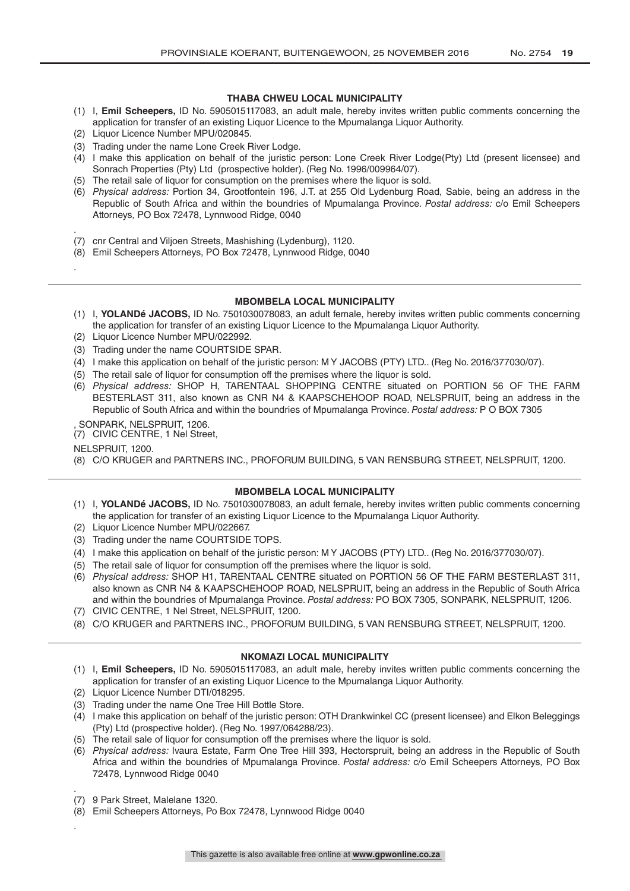### THABA CHWEU LOCAL MUNICIPALITY

(1) I, **Emil Scheepers,** ID No. 5905015117083, an adult male, hereby invites written public comments concerning the application for transfer of an existing Liquor Licence to the Mpumalanga Liquor Authority.
(2) Liquor Licence Number MPU/020845.
(3) Trading under the name Lone Creek River Lodge.
(4) I make this application on behalf of the juristic person: Lone Creek River Lodge(Pty) Ltd (present licensee) and Sonrach Properties (Pty) Ltd (prospective holder). (Reg No. 1996/009964/07).
(5) The retail sale of liquor for consumption on the premises where the liquor is sold.
(6) *Physical address:* Portion 34, Grootfontein 196, J.T. at 255 Old Lydenburg Road, Sabie, being an address in the Republic of South Africa and within the boundries of Mpumalanga Province. *Postal address:* c/o Emil Scheepers Attorneys, PO Box 72478, Lynnwood Ridge, 0040

.

(7) cnr Central and Viljoen Streets, Mashishing (Lydenburg), 1120.
(8) Emil Scheepers Attorneys, PO Box 72478, Lynnwood Ridge, 0040

.

---

### MBOMBELA LOCAL MUNICIPALITY

(1) I, **YOLANDé JACOBS,** ID No. 7501030078083, an adult female, hereby invites written public comments concerning the application for transfer of an existing Liquor Licence to the Mpumalanga Liquor Authority.
(2) Liquor Licence Number MPU/022992.
(3) Trading under the name COURTSIDE SPAR.
(4) I make this application on behalf of the juristic person: M Y JACOBS (PTY) LTD.. (Reg No. 2016/377030/07).
(5) The retail sale of liquor for consumption off the premises where the liquor is sold.
(6) *Physical address:* SHOP H, TARENTAAL SHOPPING CENTRE situated on PORTION 56 OF THE FARM BESTERLAST 311, also known as CNR N4 & KAAPSCHEHOOP ROAD, NELSPRUIT, being an address in the Republic of South Africa and within the boundries of Mpumalanga Province. *Postal address:* P O BOX 7305

, SONPARK, NELSPRUIT, 1206.

(7) CIVIC CENTRE, 1 Nel Street,

NELSPRUIT, 1200.

(8) C/O KRUGER and PARTNERS INC., PROFORUM BUILDING, 5 VAN RENSBURG STREET, NELSPRUIT, 1200.

---

### MBOMBELA LOCAL MUNICIPALITY

(1) I, **YOLANDé JACOBS,** ID No. 7501030078083, an adult female, hereby invites written public comments concerning the application for transfer of an existing Liquor Licence to the Mpumalanga Liquor Authority.
(2) Liquor Licence Number MPU/022667.
(3) Trading under the name COURTSIDE TOPS.
(4) I make this application on behalf of the juristic person: M Y JACOBS (PTY) LTD.. (Reg No. 2016/377030/07).
(5) The retail sale of liquor for consumption off the premises where the liquor is sold.
(6) *Physical address:* SHOP H1, TARENTAAL CENTRE situated on PORTION 56 OF THE FARM BESTERLAST 311, also known as CNR N4 & KAAPSCHEHOOP ROAD, NELSPRUIT, being an address in the Republic of South Africa and within the boundries of Mpumalanga Province. *Postal address:* PO BOX 7305, SONPARK, NELSPRUIT, 1206.
(7) CIVIC CENTRE, 1 Nel Street, NELSPRUIT, 1200.
(8) C/O KRUGER and PARTNERS INC., PROFORUM BUILDING, 5 VAN RENSBURG STREET, NELSPRUIT, 1200.

---

### NKOMAZI LOCAL MUNICIPALITY

(1) I, **Emil Scheepers,** ID No. 5905015117083, an adult male, hereby invites written public comments concerning the application for transfer of an existing Liquor Licence to the Mpumalanga Liquor Authority.
(2) Liquor Licence Number DTI/018295.
(3) Trading under the name One Tree Hill Bottle Store.
(4) I make this application on behalf of the juristic person: OTH Drankwinkel CC (present licensee) and Elkon Beleggings (Pty) Ltd (prospective holder). (Reg No. 1997/064288/23).
(5) The retail sale of liquor for consumption off the premises where the liquor is sold.
(6) *Physical address:* Ivaura Estate, Farm One Tree Hill 393, Hectorspruit, being an address in the Republic of South Africa and within the boundries of Mpumalanga Province. *Postal address:* c/o Emil Scheepers Attorneys, PO Box 72478, Lynnwood Ridge 0040

.

(7) 9 Park Street, Malelane 1320.
(8) Emil Scheepers Attorneys, Po Box 72478, Lynnwood Ridge 0040

.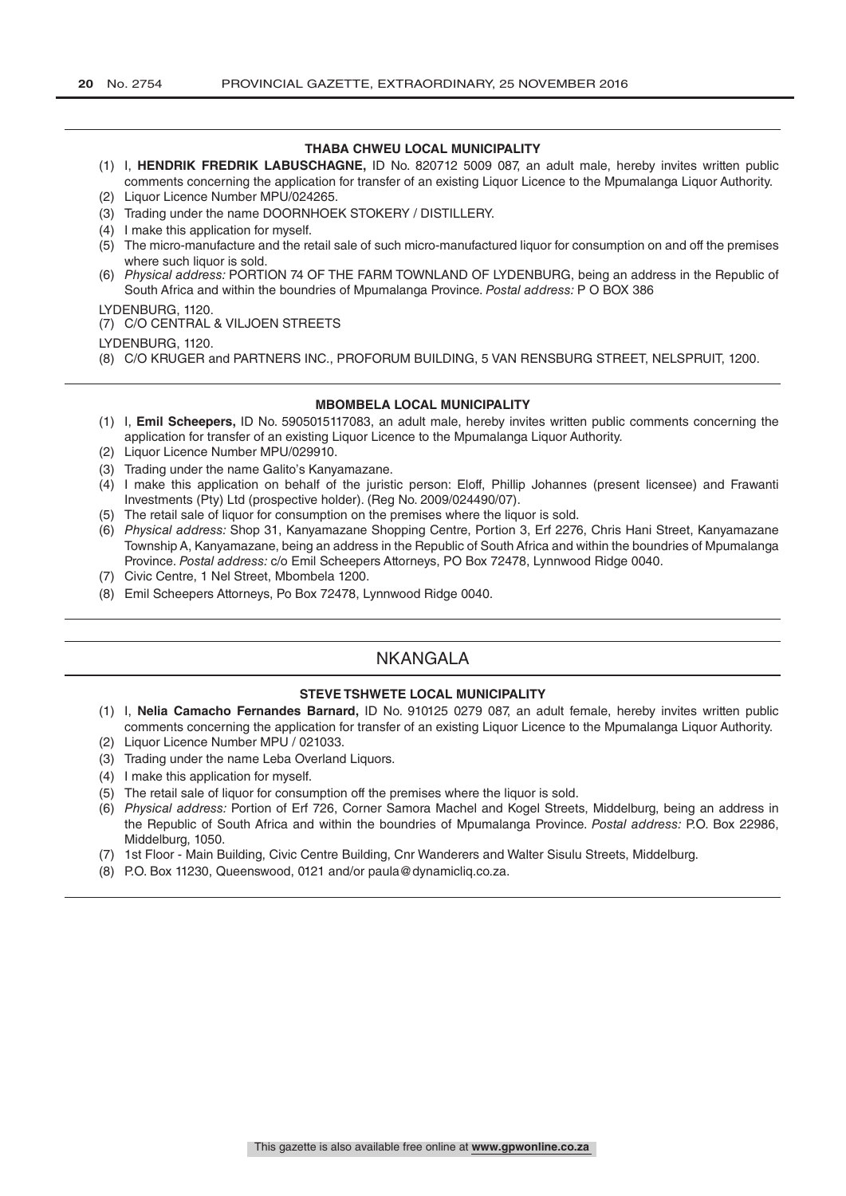### THABA CHWEU LOCAL MUNICIPALITY

(1) I, **HENDRIK FREDRIK LABUSCHAGNE,** ID No. 820712 5009 087, an adult male, hereby invites written public comments concerning the application for transfer of an existing Liquor Licence to the Mpumalanga Liquor Authority.
(2) Liquor Licence Number MPU/024265.
(3) Trading under the name DOORNHOEK STOKERY / DISTILLERY.
(4) I make this application for myself.
(5) The micro-manufacture and the retail sale of such micro-manufactured liquor for consumption on and off the premises where such liquor is sold.
(6) *Physical address:* PORTION 74 OF THE FARM TOWNLAND OF LYDENBURG, being an address in the Republic of South Africa and within the boundries of Mpumalanga Province. *Postal address:* P O BOX 386

LYDENBURG, 1120.

(7) C/O CENTRAL & VILJOEN STREETS

LYDENBURG, 1120.

(8) C/O KRUGER and PARTNERS INC., PROFORUM BUILDING, 5 VAN RENSBURG STREET, NELSPRUIT, 1200.

### MBOMBELA LOCAL MUNICIPALITY

(1) I, **Emil Scheepers,** ID No. 5905015117083, an adult male, hereby invites written public comments concerning the application for transfer of an existing Liquor Licence to the Mpumalanga Liquor Authority.
(2) Liquor Licence Number MPU/029910.
(3) Trading under the name Galito's Kanyamazane.
(4) I make this application on behalf of the juristic person: Eloff, Phillip Johannes (present licensee) and Frawanti Investments (Pty) Ltd (prospective holder). (Reg No. 2009/024490/07).
(5) The retail sale of liquor for consumption on the premises where the liquor is sold.
(6) *Physical address:* Shop 31, Kanyamazane Shopping Centre, Portion 3, Erf 2276, Chris Hani Street, Kanyamazane Township A, Kanyamazane, being an address in the Republic of South Africa and within the boundries of Mpumalanga Province. *Postal address:* c/o Emil Scheepers Attorneys, PO Box 72478, Lynnwood Ridge 0040.
(7) Civic Centre, 1 Nel Street, Mbombela 1200.
(8) Emil Scheepers Attorneys, Po Box 72478, Lynnwood Ridge 0040.

## NKANGALA

### STEVE TSHWETE LOCAL MUNICIPALITY

(1) I, **Nelia Camacho Fernandes Barnard,** ID No. 910125 0279 087, an adult female, hereby invites written public comments concerning the application for transfer of an existing Liquor Licence to the Mpumalanga Liquor Authority.
(2) Liquor Licence Number MPU / 021033.
(3) Trading under the name Leba Overland Liquors.
(4) I make this application for myself.
(5) The retail sale of liquor for consumption off the premises where the liquor is sold.
(6) *Physical address:* Portion of Erf 726, Corner Samora Machel and Kogel Streets, Middelburg, being an address in the Republic of South Africa and within the boundries of Mpumalanga Province. *Postal address:* P.O. Box 22986, Middelburg, 1050.
(7) 1st Floor - Main Building, Civic Centre Building, Cnr Wanderers and Walter Sisulu Streets, Middelburg.
(8) P.O. Box 11230, Queenswood, 0121 and/or paula@dynamicliq.co.za.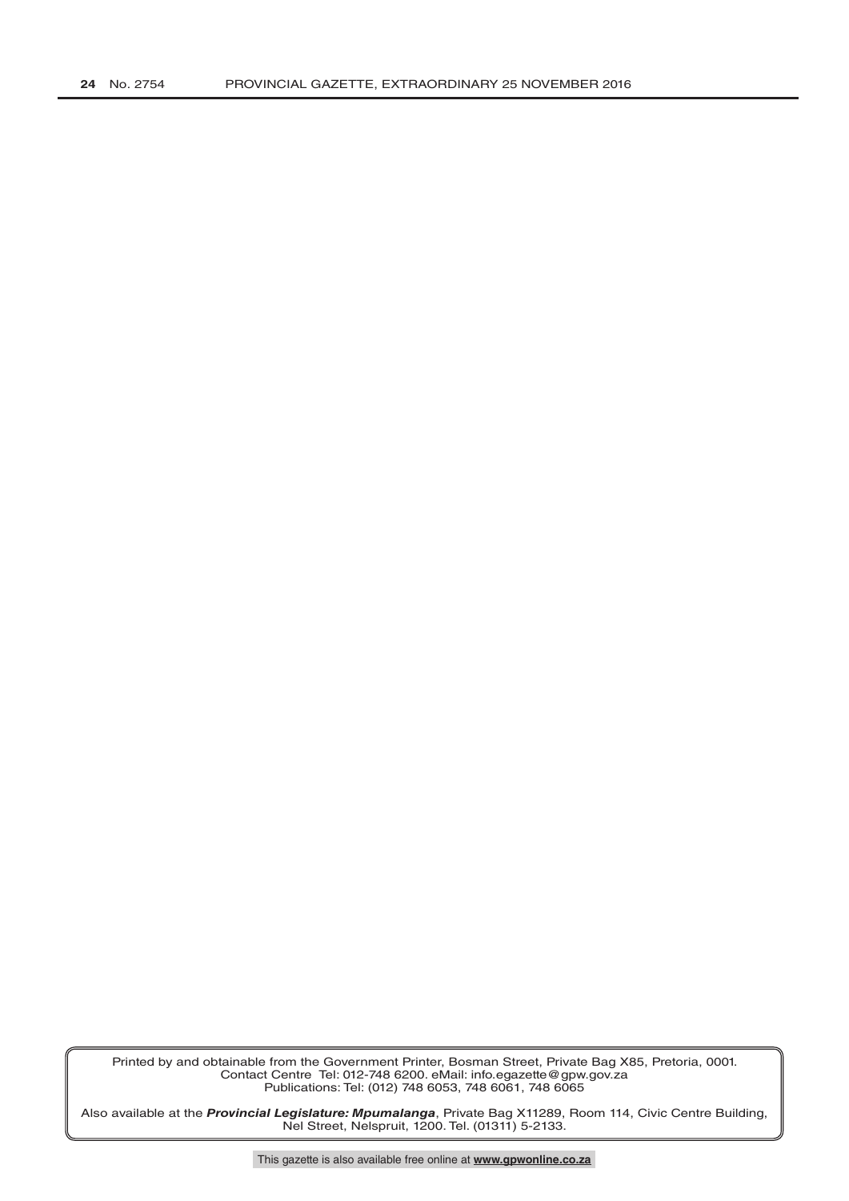Printed by and obtainable from the Government Printer, Bosman Street, Private Bag X85, Pretoria, 0001.
Contact Centre Tel: 012-748 6200. eMail: info.egazette@gpw.gov.za
Publications: Tel: (012) 748 6053, 748 6061, 748 6065

Also available at the ***Provincial Legislature: Mpumalanga***, Private Bag X11289, Room 114, Civic Centre Building, Nel Street, Nelspruit, 1200. Tel. (01311) 5-2133.

This gazette is also available free online at **www.gpwonline.co.za**